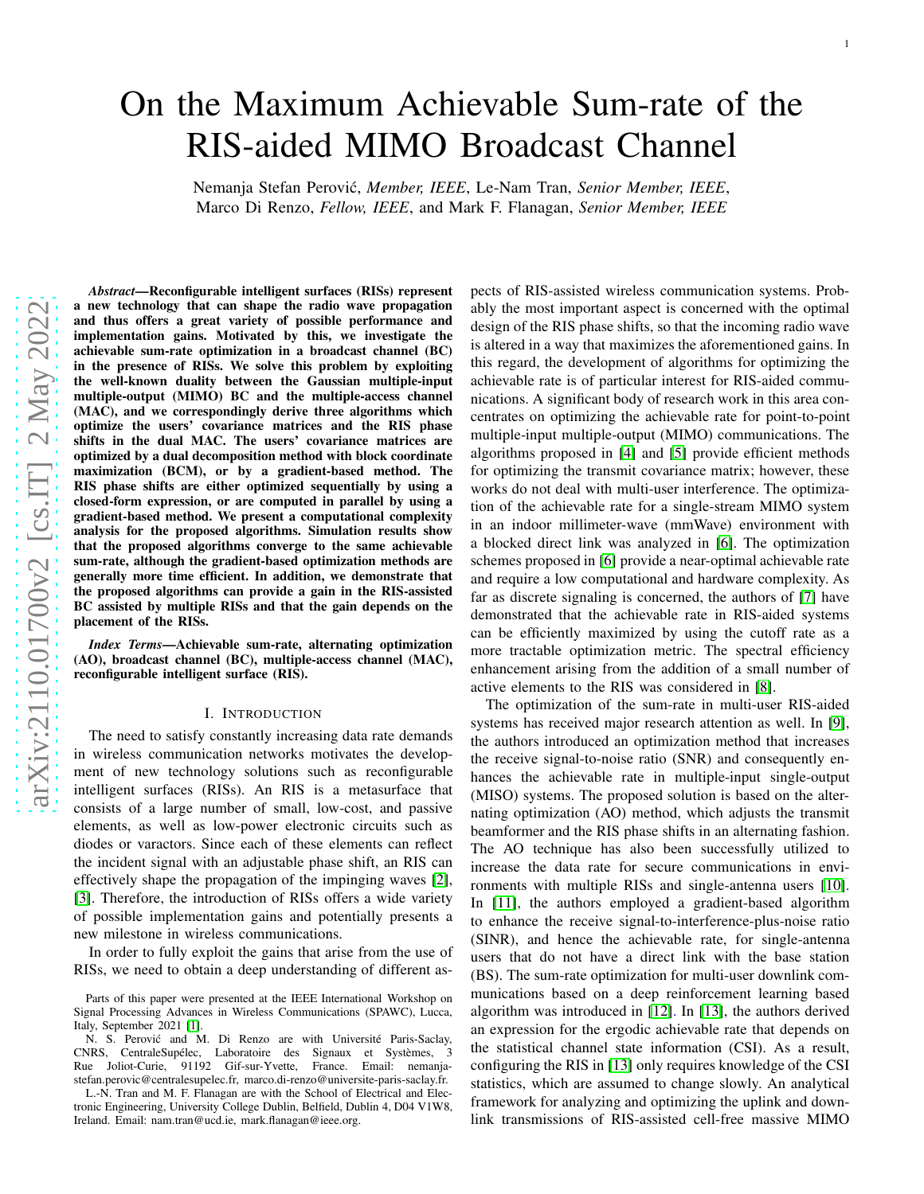# On the Maximum Achievable Sum-rate of the RIS-aided MIMO Broadcast Channel

Nemanja Stefan Perović, *Member, IEEE*, Le-Nam Tran, *Senior Member, IEEE*, Marco Di Renzo, *Fellow, IEEE*, and Mark F. Flanagan, *Senior Member, IEEE*

***Abstract*—Reconfigurable intelligent surfaces (RISs) represent a new technology that can shape the radio wave propagation and thus offers a great variety of possible performance and implementation gains. Motivated by this, we investigate the achievable sum-rate optimization in a broadcast channel (BC) in the presence of RISs. We solve this problem by exploiting the well-known duality between the Gaussian multiple-input multiple-output (MIMO) BC and the multiple-access channel (MAC), and we correspondingly derive three algorithms which optimize the users' covariance matrices and the RIS phase shifts in the dual MAC. The users' covariance matrices are optimized by a dual decomposition method with block coordinate maximization (BCM), or by a gradient-based method. The RIS phase shifts are either optimized sequentially by using a closed-form expression, or are computed in parallel by using a gradient-based method. We present a computational complexity analysis for the proposed algorithms. Simulation results show that the proposed algorithms converge to the same achievable sum-rate, although the gradient-based optimization methods are generally more time efficient. In addition, we demonstrate that the proposed algorithms can provide a gain in the RIS-assisted BC assisted by multiple RISs and that the gain depends on the placement of the RISs.**

***Index Terms*—Achievable sum-rate, alternating optimization (AO), broadcast channel (BC), multiple-access channel (MAC), reconfigurable intelligent surface (RIS).**

## I. Introduction

The need to satisfy constantly increasing data rate demands in wireless communication networks motivates the development of new technology solutions such as reconfigurable intelligent surfaces (RISs). An RIS is a metasurface that consists of a large number of small, low-cost, and passive elements, as well as low-power electronic circuits such as diodes or varactors. Since each of these elements can reflect the incident signal with an adjustable phase shift, an RIS can effectively shape the propagation of the impinging waves [2], [3]. Therefore, the introduction of RISs offers a wide variety of possible implementation gains and potentially presents a new milestone in wireless communications.

In order to fully exploit the gains that arise from the use of RISs, we need to obtain a deep understanding of different aspects of RIS-assisted wireless communication systems. Probably the most important aspect is concerned with the optimal design of the RIS phase shifts, so that the incoming radio wave is altered in a way that maximizes the aforementioned gains. In this regard, the development of algorithms for optimizing the achievable rate is of particular interest for RIS-aided communications. A significant body of research work in this area concentrates on optimizing the achievable rate for point-to-point multiple-input multiple-output (MIMO) communications. The algorithms proposed in [4] and [5] provide efficient methods for optimizing the transmit covariance matrix; however, these works do not deal with multi-user interference. The optimization of the achievable rate for a single-stream MIMO system in an indoor millimeter-wave (mmWave) environment with a blocked direct link was analyzed in [6]. The optimization schemes proposed in [6] provide a near-optimal achievable rate and require a low computational and hardware complexity. As far as discrete signaling is concerned, the authors of [7] have demonstrated that the achievable rate in RIS-aided systems can be efficiently maximized by using the cutoff rate as a more tractable optimization metric. The spectral efficiency enhancement arising from the addition of a small number of active elements to the RIS was considered in [8].

The optimization of the sum-rate in multi-user RIS-aided systems has received major research attention as well. In [9], the authors introduced an optimization method that increases the receive signal-to-noise ratio (SNR) and consequently enhances the achievable rate in multiple-input single-output (MISO) systems. The proposed solution is based on the alternating optimization (AO) method, which adjusts the transmit beamformer and the RIS phase shifts in an alternating fashion. The AO technique has also been successfully utilized to increase the data rate for secure communications in environments with multiple RISs and single-antenna users [10]. In [11], the authors employed a gradient-based algorithm to enhance the receive signal-to-interference-plus-noise ratio (SINR), and hence the achievable rate, for single-antenna users that do not have a direct link with the base station (BS). The sum-rate optimization for multi-user downlink communications based on a deep reinforcement learning based algorithm was introduced in [12]. In [13], the authors derived an expression for the ergodic achievable rate that depends on the statistical channel state information (CSI). As a result, configuring the RIS in [13] only requires knowledge of the CSI statistics, which are assumed to change slowly. An analytical framework for analyzing and optimizing the uplink and downlink transmissions of RIS-assisted cell-free massive MIMO

Parts of this paper were presented at the IEEE International Workshop on Signal Processing Advances in Wireless Communications (SPAWC), Lucca, Italy, September 2021 [1].

N. S. Perović and M. Di Renzo are with Université Paris-Saclay, CNRS, CentraleSupélec, Laboratoire des Signaux et Systèmes, 3 Rue Joliot-Curie, 91192 Gif-sur-Yvette, France. Email: nemanja-stefan.perovic@centralesupelec.fr, marco.di-renzo@universite-paris-saclay.fr.

L.-N. Tran and M. F. Flanagan are with the School of Electrical and Electronic Engineering, University College Dublin, Belfield, Dublin 4, D04 V1W8, Ireland. Email: nam.tran@ucd.ie, mark.flanagan@ieee.org.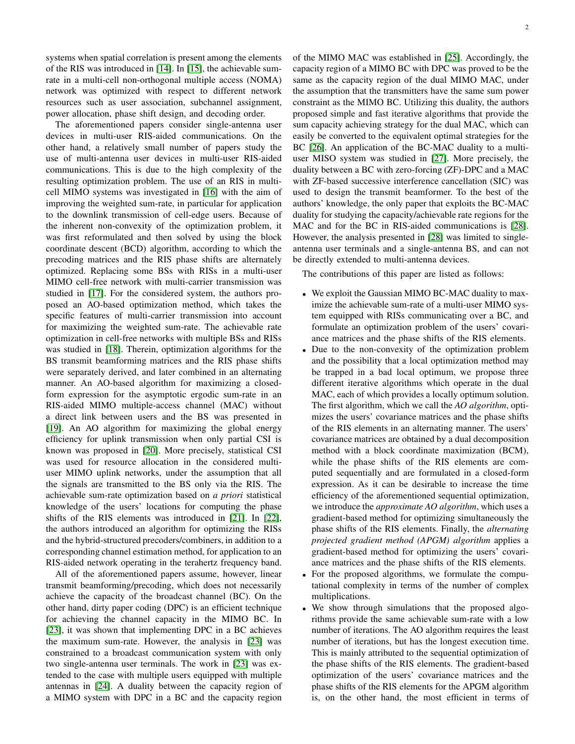systems when spatial correlation is present among the elements of the RIS was introduced in [14]. In [15], the achievable sum-rate in a multi-cell non-orthogonal multiple access (NOMA) network was optimized with respect to different network resources such as user association, subchannel assignment, power allocation, phase shift design, and decoding order.

The aforementioned papers consider single-antenna user devices in multi-user RIS-aided communications. On the other hand, a relatively small number of papers study the use of multi-antenna user devices in multi-user RIS-aided communications. This is due to the high complexity of the resulting optimization problem. The use of an RIS in multi-cell MIMO systems was investigated in [16] with the aim of improving the weighted sum-rate, in particular for application to the downlink transmission of cell-edge users. Because of the inherent non-convexity of the optimization problem, it was first reformulated and then solved by using the block coordinate descent (BCD) algorithm, according to which the precoding matrices and the RIS phase shifts are alternately optimized. Replacing some BSs with RISs in a multi-user MIMO cell-free network with multi-carrier transmission was studied in [17]. For the considered system, the authors proposed an AO-based optimization method, which takes the specific features of multi-carrier transmission into account for maximizing the weighted sum-rate. The achievable rate optimization in cell-free networks with multiple BSs and RISs was studied in [18]. Therein, optimization algorithms for the BS transmit beamforming matrices and the RIS phase shifts were separately derived, and later combined in an alternating manner. An AO-based algorithm for maximizing a closed-form expression for the asymptotic ergodic sum-rate in an RIS-aided MIMO multiple-access channel (MAC) without a direct link between users and the BS was presented in [19]. An AO algorithm for maximizing the global energy efficiency for uplink transmission when only partial CSI is known was proposed in [20]. More precisely, statistical CSI was used for resource allocation in the considered multi-user MIMO uplink networks, under the assumption that all the signals are transmitted to the BS only via the RIS. The achievable sum-rate optimization based on *a priori* statistical knowledge of the users' locations for computing the phase shifts of the RIS elements was introduced in [21]. In [22], the authors introduced an algorithm for optimizing the RISs and the hybrid-structured precoders/combiners, in addition to a corresponding channel estimation method, for application to an RIS-aided network operating in the terahertz frequency band.

All of the aforementioned papers assume, however, linear transmit beamforming/precoding, which does not necessarily achieve the capacity of the broadcast channel (BC). On the other hand, dirty paper coding (DPC) is an efficient technique for achieving the channel capacity in the MIMO BC. In [23], it was shown that implementing DPC in a BC achieves the maximum sum-rate. However, the analysis in [23] was constrained to a broadcast communication system with only two single-antenna user terminals. The work in [23] was extended to the case with multiple users equipped with multiple antennas in [24]. A duality between the capacity region of a MIMO system with DPC in a BC and the capacity region of the MIMO MAC was established in [25]. Accordingly, the capacity region of a MIMO BC with DPC was proved to be the same as the capacity region of the dual MIMO MAC, under the assumption that the transmitters have the same sum power constraint as the MIMO BC. Utilizing this duality, the authors proposed simple and fast iterative algorithms that provide the sum capacity achieving strategy for the dual MAC, which can easily be converted to the equivalent optimal strategies for the BC [26]. An application of the BC-MAC duality to a multi-user MISO system was studied in [27]. More precisely, the duality between a BC with zero-forcing (ZF)-DPC and a MAC with ZF-based successive interference cancellation (SIC) was used to design the transmit beamformer. To the best of the authors' knowledge, the only paper that exploits the BC-MAC duality for studying the capacity/achievable rate regions for the MAC and for the BC in RIS-aided communications is [28]. However, the analysis presented in [28] was limited to single-antenna user terminals and a single-antenna BS, and can not be directly extended to multi-antenna devices.

The contributions of this paper are listed as follows:

- We exploit the Gaussian MIMO BC-MAC duality to maximize the achievable sum-rate of a multi-user MIMO system equipped with RISs communicating over a BC, and formulate an optimization problem of the users' covariance matrices and the phase shifts of the RIS elements.
- Due to the non-convexity of the optimization problem and the possibility that a local optimization method may be trapped in a bad local optimum, we propose three different iterative algorithms which operate in the dual MAC, each of which provides a locally optimum solution. The first algorithm, which we call the *AO algorithm*, optimizes the users' covariance matrices and the phase shifts of the RIS elements in an alternating manner. The users' covariance matrices are obtained by a dual decomposition method with a block coordinate maximization (BCM), while the phase shifts of the RIS elements are computed sequentially and are formulated in a closed-form expression. As it can be desirable to increase the time efficiency of the aforementioned sequential optimization, we introduce the *approximate AO algorithm*, which uses a gradient-based method for optimizing simultaneously the phase shifts of the RIS elements. Finally, the *alternating projected gradient method (APGM) algorithm* applies a gradient-based method for optimizing the users' covariance matrices and the phase shifts of the RIS elements.
- For the proposed algorithms, we formulate the computational complexity in terms of the number of complex multiplications.
- We show through simulations that the proposed algorithms provide the same achievable sum-rate with a low number of iterations. The AO algorithm requires the least number of iterations, but has the longest execution time. This is mainly attributed to the sequential optimization of the phase shifts of the RIS elements. The gradient-based optimization of the users' covariance matrices and the phase shifts of the RIS elements for the APGM algorithm is, on the other hand, the most efficient in terms of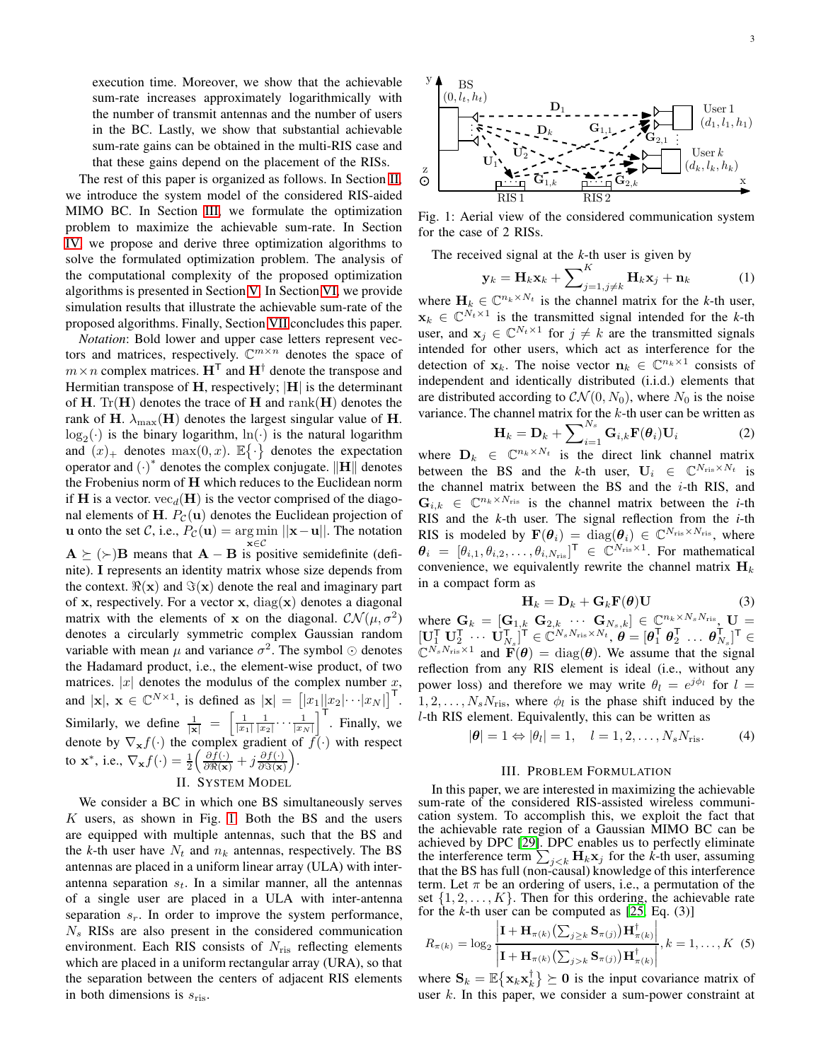execution time. Moreover, we show that the achievable sum-rate increases approximately logarithmically with the number of transmit antennas and the number of users in the BC. Lastly, we show that substantial achievable sum-rate gains can be obtained in the multi-RIS case and that these gains depend on the placement of the RISs.

The rest of this paper is organized as follows. In Section II, we introduce the system model of the considered RIS-aided MIMO BC. In Section III, we formulate the optimization problem to maximize the achievable sum-rate. In Section IV, we propose and derive three optimization algorithms to solve the formulated optimization problem. The analysis of the computational complexity of the proposed optimization algorithms is presented in Section V. In Section VI, we provide simulation results that illustrate the achievable sum-rate of the proposed algorithms. Finally, Section VII concludes this paper.

*Notation*: Bold lower and upper case letters represent vectors and matrices, respectively. $\mathbb{C}^{m\times n}$ denotes the space of $m\times n$ complex matrices. $\mathbf{H}^{\mathsf{T}}$ and $\mathbf{H}^{\dagger}$ denote the transpose and Hermitian transpose of $\mathbf{H}$, respectively; $|\mathbf{H}|$ is the determinant of $\mathbf{H}$. $\mathrm{Tr}(\mathbf{H})$ denotes the trace of $\mathbf{H}$ and $\mathrm{rank}(\mathbf{H})$ denotes the rank of $\mathbf{H}$. $\lambda_{\max}(\mathbf{H})$ denotes the largest singular value of $\mathbf{H}$. $\log_2(\cdot)$ is the binary logarithm, $\ln(\cdot)$ is the natural logarithm and $(x)_+$ denotes $\max(0,x)$. $\mathbb{E}\{\cdot\}$ denotes the expectation operator and $(\cdot)^*$ denotes the complex conjugate. $\|\mathbf{H}\|$ denotes the Frobenius norm of $\mathbf{H}$ which reduces to the Euclidean norm if $\mathbf{H}$ is a vector. $\mathrm{vec}_d(\mathbf{H})$ is the vector comprised of the diagonal elements of $\mathbf{H}$. $P_{\mathcal{C}}(\mathbf{u})$ denotes the Euclidean projection of $\mathbf{u}$ onto the set $\mathcal{C}$, i.e., $P_{\mathcal{C}}(\mathbf{u}) = \underset{\mathbf{x}\in\mathcal{C}}{\arg\min}\ ||\mathbf{x}-\mathbf{u}||$. The notation $\mathbf{A}\succeq(\succ)\mathbf{B}$ means that $\mathbf{A}-\mathbf{B}$ is positive semidefinite (definite). $\mathbf{I}$ represents an identity matrix whose size depends from the context. $\Re(\mathbf{x})$ and $\Im(\mathbf{x})$ denote the real and imaginary part of $\mathbf{x}$, respectively. For a vector $\mathbf{x}$, $\mathrm{diag}(\mathbf{x})$ denotes a diagonal matrix with the elements of $\mathbf{x}$ on the diagonal. $\mathcal{CN}(\mu,\sigma^2)$ denotes a circularly symmetric complex Gaussian random variable with mean $\mu$ and variance $\sigma^2$. The symbol $\odot$ denotes the Hadamard product, i.e., the element-wise product, of two matrices. $|x|$ denotes the modulus of the complex number $x$, and $|\mathbf{x}|$, $\mathbf{x}\in\mathbb{C}^{N\times 1}$, is defined as $|\mathbf{x}| = \big[|x_1||x_2|\cdots|x_N|\big]^{\mathsf{T}}$. Similarly, we define $\frac{1}{|\mathbf{x}|} = \Big[\frac{1}{|x_1|}\frac{1}{|x_2|}\cdots\frac{1}{|x_N|}\Big]^{\mathsf{T}}$. Finally, we denote by $\nabla_{\mathbf{x}} f(\cdot)$ the complex gradient of $f(\cdot)$ with respect to $\mathbf{x}^*$, i.e., $\nabla_{\mathbf{x}} f(\cdot) = \frac{1}{2}\Big(\frac{\partial f(\cdot)}{\partial\Re(\mathbf{x})} + j\frac{\partial f(\cdot)}{\partial\Im(\mathbf{x})}\Big)$.

## II. System Model

We consider a BC in which one BS simultaneously serves $K$ users, as shown in Fig. 1. Both the BS and the users are equipped with multiple antennas, such that the BS and the $k$-th user have $N_t$ and $n_k$ antennas, respectively. The BS antennas are placed in a uniform linear array (ULA) with inter-antenna separation $s_t$. In a similar manner, all the antennas of a single user are placed in a ULA with inter-antenna separation $s_r$. In order to improve the system performance, $N_s$ RISs are also present in the considered communication environment. Each RIS consists of $N_{\text{ris}}$ reflecting elements which are placed in a uniform rectangular array (URA), so that the separation between the centers of adjacent RIS elements in both dimensions is $s_{\text{ris}}$.

Fig. 1: Aerial view of the considered communication system for the case of 2 RISs.

The received signal at the $k$-th user is given by

$$\mathbf{y}_k = \mathbf{H}_k\mathbf{x}_k + \sum\nolimits_{j=1,j\neq k}^{K}\mathbf{H}_k\mathbf{x}_j + \mathbf{n}_k \tag{1}$$

where $\mathbf{H}_k\in\mathbb{C}^{n_k\times N_t}$ is the channel matrix for the $k$-th user, $\mathbf{x}_k\in\mathbb{C}^{N_t\times 1}$ is the transmitted signal intended for the $k$-th user, and $\mathbf{x}_j\in\mathbb{C}^{N_t\times 1}$ for $j\neq k$ are the transmitted signals intended for other users, which act as interference for the detection of $\mathbf{x}_k$. The noise vector $\mathbf{n}_k\in\mathbb{C}^{n_k\times 1}$ consists of independent and identically distributed (i.i.d.) elements that are distributed according to $\mathcal{CN}(0,N_0)$, where $N_0$ is the noise variance. The channel matrix for the $k$-th user can be written as

$$\mathbf{H}_k = \mathbf{D}_k + \sum\nolimits_{i=1}^{N_s}\mathbf{G}_{i,k}\mathbf{F}(\boldsymbol{\theta}_i)\mathbf{U}_i \tag{2}$$

where $\mathbf{D}_k\in\mathbb{C}^{n_k\times N_t}$ is the direct link channel matrix between the BS and the $k$-th user, $\mathbf{U}_i\in\mathbb{C}^{N_{\text{ris}}\times N_t}$ is the channel matrix between the BS and the $i$-th RIS, and $\mathbf{G}_{i,k}\in\mathbb{C}^{n_k\times N_{\text{ris}}}$ is the channel matrix between the $i$-th RIS and the $k$-th user. The signal reflection from the $i$-th RIS is modeled by $\mathbf{F}(\boldsymbol{\theta}_i) = \mathrm{diag}(\boldsymbol{\theta}_i)\in\mathbb{C}^{N_{\text{ris}}\times N_{\text{ris}}}$, where $\boldsymbol{\theta}_i = [\theta_{i,1},\theta_{i,2},\ldots,\theta_{i,N_{\text{ris}}}]^{\mathsf{T}}\in\mathbb{C}^{N_{\text{ris}}\times 1}$. For mathematical convenience, we equivalently rewrite the channel matrix $\mathbf{H}_k$ in a compact form as

$$\mathbf{H}_k = \mathbf{D}_k + \mathbf{G}_k\mathbf{F}(\boldsymbol{\theta})\mathbf{U} \tag{3}$$

where $\mathbf{G}_k = [\mathbf{G}_{1,k}\ \mathbf{G}_{2,k}\ \cdots\ \mathbf{G}_{N_s,k}]\in\mathbb{C}^{n_k\times N_sN_{\text{ris}}}$, $\mathbf{U} = [\mathbf{U}_1^{\mathsf{T}}\ \mathbf{U}_2^{\mathsf{T}}\ \cdots\ \mathbf{U}_{N_s}^{\mathsf{T}}]^{\mathsf{T}}\in\mathbb{C}^{N_sN_{\text{ris}}\times N_t}$, $\boldsymbol{\theta} = [\boldsymbol{\theta}_1^{\mathsf{T}}\ \boldsymbol{\theta}_2^{\mathsf{T}}\ \ldots\ \boldsymbol{\theta}_{N_s}^{\mathsf{T}}]^{\mathsf{T}}\in\mathbb{C}^{N_sN_{\text{ris}}\times 1}$ and $\mathbf{F}(\boldsymbol{\theta}) = \mathrm{diag}(\boldsymbol{\theta})$. We assume that the signal reflection from any RIS element is ideal (i.e., without any power loss) and therefore we may write $\theta_l = e^{j\phi_l}$ for $l = 1,2,\ldots,N_sN_{\text{ris}}$, where $\phi_l$ is the phase shift induced by the $l$-th RIS element. Equivalently, this can be written as

$$|\boldsymbol{\theta}| = 1 \Leftrightarrow |\theta_l| = 1,\quad l = 1,2,\ldots,N_sN_{\text{ris}}. \tag{4}$$

## III. Problem Formulation

In this paper, we are interested in maximizing the achievable sum-rate of the considered RIS-assisted wireless communication system. To accomplish this, we exploit the fact that the achievable rate region of a Gaussian MIMO BC can be achieved by DPC [29]. DPC enables us to perfectly eliminate the interference term $\sum_{j<k}\mathbf{H}_k\mathbf{x}_j$ for the $k$-th user, assuming that the BS has full (non-causal) knowledge of this interference term. Let $\pi$ be an ordering of users, i.e., a permutation of the set $\{1,2,\ldots,K\}$. Then for this ordering, the achievable rate for the $k$-th user can be computed as [25, Eq. (3)]

$$R_{\pi(k)} = \log_2\frac{\Big|\mathbf{I}+\mathbf{H}_{\pi(k)}\big(\sum_{j\geq k}\mathbf{S}_{\pi(j)}\big)\mathbf{H}_{\pi(k)}^{\dagger}\Big|}{\Big|\mathbf{I}+\mathbf{H}_{\pi(k)}\big(\sum_{j>k}\mathbf{S}_{\pi(j)}\big)\mathbf{H}_{\pi(k)}^{\dagger}\Big|}, k=1,\ldots,K \tag{5}$$

where $\mathbf{S}_k = \mathbb{E}\{\mathbf{x}_k\mathbf{x}_k^{\dagger}\}\succeq\mathbf{0}$ is the input covariance matrix of user $k$. In this paper, we consider a sum-power constraint at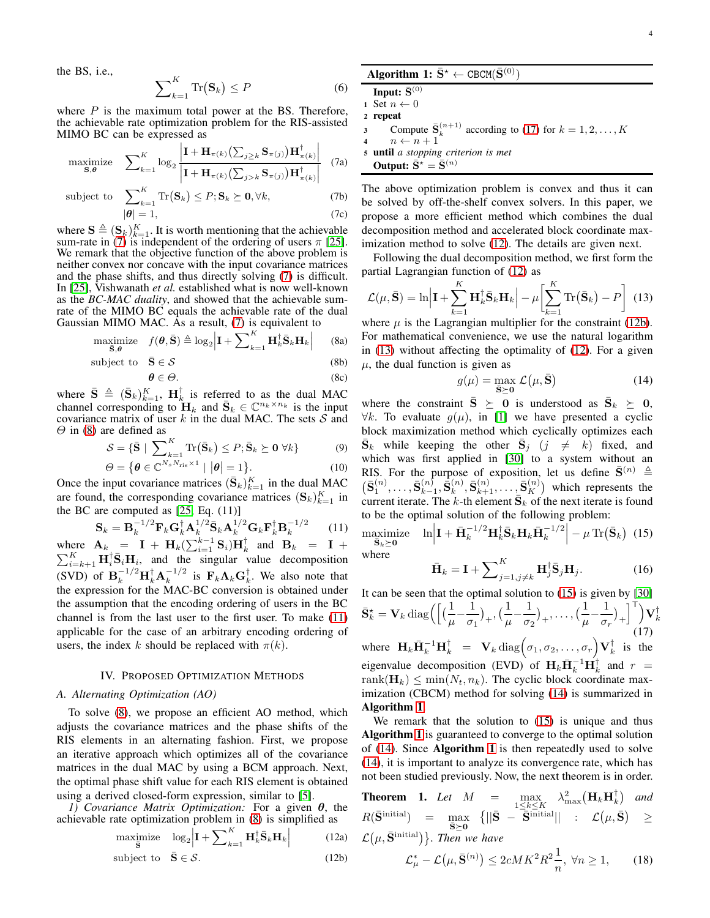the BS, i.e.,

$$\sum_{k=1}^{K}\operatorname{Tr}(\mathbf{S}_k)\leq P \tag{6}$$

where $P$ is the maximum total power at the BS. Therefore, the achievable rate optimization problem for the RIS-assisted MIMO BC can be expressed as

$$\underset{\mathbf{S},\boldsymbol{\theta}}{\text{maximize}}\quad \sum_{k=1}^{K}\log_2\frac{\left|\mathbf{I}+\mathbf{H}_{\pi(k)}\big(\sum_{j\geq k}\mathbf{S}_{\pi(j)}\big)\mathbf{H}_{\pi(k)}^{\dagger}\right|}{\left|\mathbf{I}+\mathbf{H}_{\pi(k)}\big(\sum_{j> k}\mathbf{S}_{\pi(j)}\big)\mathbf{H}_{\pi(k)}^{\dagger}\right|} \tag{7a}$$

$$\text{subject to}\quad \sum_{k=1}^{K}\operatorname{Tr}(\mathbf{S}_k)\leq P; \mathbf{S}_k\succeq\mathbf{0},\forall k, \tag{7b}$$

$$|\boldsymbol{\theta}|=1, \tag{7c}$$

where $\mathbf{S}\triangleq(\mathbf{S}_k)_{k=1}^{K}$. It is worth mentioning that the achievable sum-rate in (7) is independent of the ordering of users $\pi$ [25]. We remark that the objective function of the above problem is neither convex nor concave with the input covariance matrices and the phase shifts, and thus directly solving (7) is difficult. In [25], Vishwanath *et al.* established what is now well-known as the *BC-MAC duality*, and showed that the achievable sum-rate of the MIMO BC equals the achievable rate of the dual Gaussian MIMO MAC. As a result, (7) is equivalent to

$$\underset{\bar{\mathbf{S}},\boldsymbol{\theta}}{\text{maximize}}\quad f(\boldsymbol{\theta},\bar{\mathbf{S}})\triangleq\log_2\left|\mathbf{I}+\sum_{k=1}^{K}\mathbf{H}_k^{\dagger}\bar{\mathbf{S}}_k\mathbf{H}_k\right| \tag{8a}$$

$$\text{subject to}\quad \bar{\mathbf{S}}\in\mathcal{S} \tag{8b}$$

$$\boldsymbol{\theta}\in\Theta. \tag{8c}$$

where $\bar{\mathbf{S}}\triangleq(\bar{\mathbf{S}}_k)_{k=1}^{K}$, $\mathbf{H}_k^{\dagger}$ is referred to as the dual MAC channel corresponding to $\mathbf{H}_k$ and $\bar{\mathbf{S}}_k\in\mathbb{C}^{n_k\times n_k}$ is the input covariance matrix of user $k$ in the dual MAC. The sets $\mathcal{S}$ and $\Theta$ in (8) are defined as

$$\mathcal{S}=\{\bar{\mathbf{S}}\mid\sum_{k=1}^{K}\operatorname{Tr}(\bar{\mathbf{S}}_k)\leq P;\bar{\mathbf{S}}_k\succeq\mathbf{0}\ \forall k\} \tag{9}$$

$$\Theta=\{\boldsymbol{\theta}\in\mathbb{C}^{N_sN_{\text{ris}}\times1}\mid|\boldsymbol{\theta}|=1\}. \tag{10}$$

Once the input covariance matrices $(\bar{\mathbf{S}}_k)_{k=1}^{K}$ in the dual MAC are found, the corresponding covariance matrices $(\mathbf{S}_k)_{k=1}^{K}$ in the BC are computed as [25, Eq. (11)]

$$\mathbf{S}_k=\mathbf{B}_k^{-1/2}\mathbf{F}_k\mathbf{G}_k^{\dagger}\mathbf{A}_k^{1/2}\bar{\mathbf{S}}_k\mathbf{A}_k^{1/2}\mathbf{G}_k\mathbf{F}_k^{\dagger}\mathbf{B}_k^{-1/2} \tag{11}$$

where $\mathbf{A}_k=\mathbf{I}+\mathbf{H}_k(\sum_{i=1}^{k-1}\mathbf{S}_i)\mathbf{H}_k^{\dagger}$ and $\mathbf{B}_k=\mathbf{I}+\sum_{i=k+1}^{K}\mathbf{H}_i^{\dagger}\bar{\mathbf{S}}_i\mathbf{H}_i$, and the singular value decomposition (SVD) of $\mathbf{B}_k^{-1/2}\mathbf{H}_k^{\dagger}\mathbf{A}_k^{-1/2}$ is $\mathbf{F}_k\boldsymbol{\Lambda}_k\mathbf{G}_k^{\dagger}$. We also note that the expression for the MAC-BC conversion is obtained under the assumption that the encoding ordering of users in the BC channel is from the last user to the first user. To make (11) applicable for the case of an arbitrary encoding ordering of users, the index $k$ should be replaced with $\pi(k)$.

## IV. Proposed Optimization Methods

### A. Alternating Optimization (AO)

To solve (8), we propose an efficient AO method, which adjusts the covariance matrices and the phase shifts of the RIS elements in an alternating fashion. First, we propose an iterative approach which optimizes all of the covariance matrices in the dual MAC by using a BCM approach. Next, the optimal phase shift value for each RIS element is obtained using a derived closed-form expression, similar to [5].

*1) Covariance Matrix Optimization:* For a given $\boldsymbol{\theta}$, the achievable rate optimization problem in (8) is simplified as

$$\underset{\bar{\mathbf{S}}}{\text{maximize}}\quad \log_2\left|\mathbf{I}+\sum_{k=1}^{K}\mathbf{H}_k^{\dagger}\bar{\mathbf{S}}_k\mathbf{H}_k\right| \tag{12a}$$

$$\text{subject to}\quad \bar{\mathbf{S}}\in\mathcal{S}. \tag{12b}$$

---

**Algorithm 1:** $\bar{\mathbf{S}}^{\star}\leftarrow$ `CBCM`$(\bar{\mathbf{S}}^{(0)})$

**Input:** $\bar{\mathbf{S}}^{(0)}$
1. Set $n\leftarrow 0$
2. **repeat**
3. Compute $\bar{\mathbf{S}}_k^{(n+1)}$ according to (17) for $k=1,2,\ldots,K$
4. $n\leftarrow n+1$
5. **until** *a stopping criterion is met*

**Output:** $\bar{\mathbf{S}}^{\star}=\bar{\mathbf{S}}^{(n)}$

---

The above optimization problem is convex and thus it can be solved by off-the-shelf convex solvers. In this paper, we propose a more efficient method which combines the dual decomposition method and accelerated block coordinate maximization method to solve (12). The details are given next.

Following the dual decomposition method, we first form the partial Lagrangian function of (12) as

$$\mathcal{L}(\mu,\bar{\mathbf{S}})=\ln\left|\mathbf{I}+\sum_{k=1}^{K}\mathbf{H}_k^{\dagger}\bar{\mathbf{S}}_k\mathbf{H}_k\right|-\mu\left[\sum_{k=1}^{K}\operatorname{Tr}(\bar{\mathbf{S}}_k)-P\right] \tag{13}$$

where $\mu$ is the Lagrangian multiplier for the constraint (12b). For mathematical convenience, we use the natural logarithm in (13) without affecting the optimality of (12). For a given $\mu$, the dual function is given as

$$g(\mu)=\max_{\bar{\mathbf{S}}\succeq\mathbf{0}}\mathcal{L}(\mu,\bar{\mathbf{S}}) \tag{14}$$

where the constraint $\bar{\mathbf{S}}\succeq\mathbf{0}$ is understood as $\bar{\mathbf{S}}_k\succeq\mathbf{0}$, $\forall k$. To evaluate $g(\mu)$, in [1] we have presented a cyclic block maximization method which cyclically optimizes each $\bar{\mathbf{S}}_k$ while keeping the other $\bar{\mathbf{S}}_j$ $(j\neq k)$ fixed, and which was first applied in [30] to a system without an RIS. For the purpose of exposition, let us define $\bar{\mathbf{S}}^{(n)}\triangleq\big(\bar{\mathbf{S}}_1^{(n)},\ldots,\bar{\mathbf{S}}_{k-1}^{(n)},\bar{\mathbf{S}}_k^{(n)},\bar{\mathbf{S}}_{k+1}^{(n)},\ldots,\bar{\mathbf{S}}_K^{(n)}\big)$ which represents the current iterate. The $k$-th element $\bar{\mathbf{S}}_k$ of the next iterate is found to be the optimal solution of the following problem:

$$\underset{\bar{\mathbf{S}}_k\succeq\mathbf{0}}{\text{maximize}}\quad \ln\left|\mathbf{I}+\bar{\mathbf{H}}_k^{-1/2}\mathbf{H}_k^{\dagger}\bar{\mathbf{S}}_k\mathbf{H}_k\bar{\mathbf{H}}_k^{-1/2}\right|-\mu\operatorname{Tr}(\bar{\mathbf{S}}_k) \tag{15}$$

where

$$\bar{\mathbf{H}}_k=\mathbf{I}+\sum_{j=1,j\neq k}^{K}\mathbf{H}_j^{\dagger}\bar{\mathbf{S}}_j\mathbf{H}_j. \tag{16}$$

It can be seen that the optimal solution to (15) is given by [30]

$$\bar{\mathbf{S}}_k^{\star}=\mathbf{V}_k\operatorname{diag}\Big(\Big[\big(\tfrac{1}{\mu}-\tfrac{1}{\sigma_1}\big)_+,\big(\tfrac{1}{\mu}-\tfrac{1}{\sigma_2}\big)_+,\ldots,\big(\tfrac{1}{\mu}-\tfrac{1}{\sigma_r}\big)_+\Big]^{\mathsf{T}}\Big)\mathbf{V}_k^{\dagger} \tag{17}$$

where $\mathbf{H}_k\bar{\mathbf{H}}_k^{-1}\mathbf{H}_k^{\dagger}=\mathbf{V}_k\operatorname{diag}\big(\sigma_1,\sigma_2,\ldots,\sigma_r\big)\mathbf{V}_k^{\dagger}$ is the eigenvalue decomposition (EVD) of $\mathbf{H}_k\bar{\mathbf{H}}_k^{-1}\mathbf{H}_k^{\dagger}$ and $r=\operatorname{rank}(\mathbf{H}_k)\leq\min(N_t,n_k)$. The cyclic block coordinate maximization (CBCM) method for solving (14) is summarized in **Algorithm 1**.

We remark that the solution to (15) is unique and thus **Algorithm 1** is guaranteed to converge to the optimal solution of (14). Since **Algorithm 1** is then repeatedly used to solve (14), it is important to analyze its convergence rate, which has not been studied previously. Now, the next theorem is in order.

**Theorem 1.** *Let* $M=\max_{1\leq k\leq K}\lambda_{\max}^2\big(\mathbf{H}_k\mathbf{H}_k^{\dagger}\big)$ *and* $R(\bar{\mathbf{S}}^{\text{initial}})=\max_{\bar{\mathbf{S}}\succeq\mathbf{0}}\{||\bar{\mathbf{S}}-\bar{\mathbf{S}}^{\text{initial}}||:\mathcal{L}(\mu,\bar{\mathbf{S}})\geq\mathcal{L}(\mu,\bar{\mathbf{S}}^{\text{initial}})\}$. *Then we have*

$$\mathcal{L}_{\mu}^{*}-\mathcal{L}(\mu,\bar{\mathbf{S}}^{(n)})\leq 2cMK^2R^2\frac{1}{n},\ \forall n\geq 1, \tag{18}$$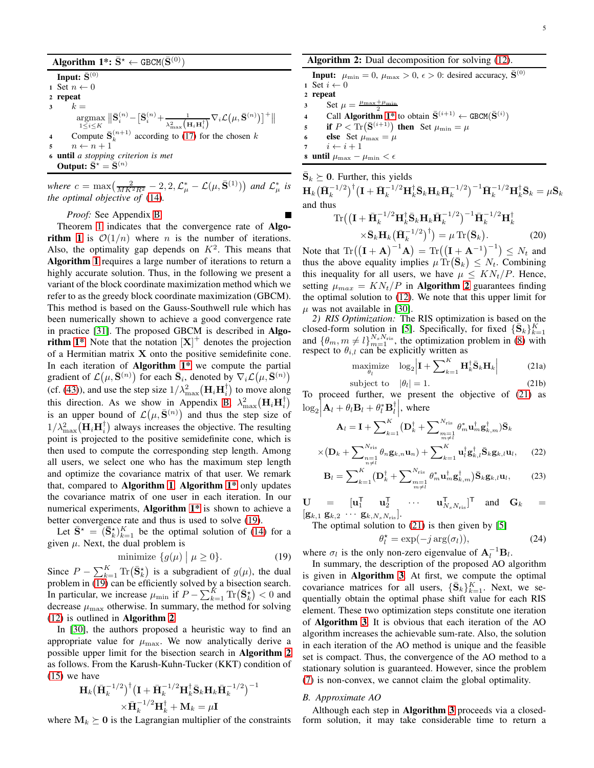**Algorithm 1\*:** $\bar{\mathbf{S}}^{\star} \leftarrow \texttt{GBCM}(\bar{\mathbf{S}}^{(0)})$

```
Input: S̄^(0)
1 Set n ← 0
2 repeat
3     k = argmax_{1≤i≤K} ‖S̄_i^(n) − [S̄_i^(n) + (1/λ²_max(H_i H_i^†)) ∇_i L(μ, S̄^(n))]^+‖
4     Compute S̄_k^(n+1) according to (17) for the chosen k
5     n ← n + 1
6 until a stopping criterion is met
Output: S̄* = S̄^(n)
```

*where* $c = \max\bigl(\frac{2}{MK^2R^2} - 2, 2, \mathcal{L}_{\mu}^{*} - \mathcal{L}(\mu, \bar{\mathbf{S}}^{(1)})\bigr)$ *and* $\mathcal{L}_{\mu}^{*}$ *is the optimal objective of* (14).

*Proof:* See Appendix B. ∎

Theorem 1 indicates that the convergence rate of **Algorithm 1** is $\mathcal{O}(1/n)$ where $n$ is the number of iterations. Also, the optimality gap depends on $K^2$. This means that **Algorithm 1** requires a large number of iterations to return a highly accurate solution. Thus, in the following we present a variant of the block coordinate maximization method which we refer to as the greedy block coordinate maximization (GBCM). This method is based on the Gauss-Southwell rule which has been numerically shown to achieve a good convergence rate in practice [31]. The proposed GBCM is described in **Algorithm 1\***. Note that the notation $[\mathbf{X}]^{+}$ denotes the projection of a Hermitian matrix $\mathbf{X}$ onto the positive semidefinite cone. In each iteration of **Algorithm 1\*** we compute the partial gradient of $\mathcal{L}(\mu, \bar{\mathbf{S}}^{(n)})$ for each $\bar{\mathbf{S}}_i$, denoted by $\nabla_i \mathcal{L}(\mu, \bar{\mathbf{S}}^{(n)})$ (cf. (43)), and use the step size $1/\lambda_{\max}^{2}(\mathbf{H}_i\mathbf{H}_i^{\dagger})$ to move along this direction. As we show in Appendix B, $\lambda_{\max}^{2}(\mathbf{H}_i\mathbf{H}_i^{\dagger})$ is an upper bound of $\mathcal{L}(\mu, \bar{\mathbf{S}}^{(n)})$ and thus the step size of $1/\lambda_{\max}^{2}(\mathbf{H}_i\mathbf{H}_i^{\dagger})$ always increases the objective. The resulting point is projected to the positive semidefinite cone, which is then used to compute the corresponding step length. Among all users, we select one who has the maximum step length and optimize the covariance matrix of that user. We remark that, compared to **Algorithm 1**, **Algorithm 1\*** only updates the covariance matrix of one user in each iteration. In our numerical experiments, **Algorithm 1\*** is shown to achieve a better convergence rate and thus is used to solve (19).

Let $\bar{\mathbf{S}}^{\star} = (\bar{\mathbf{S}}_k^{\star})_{k=1}^{K}$ be the optimal solution of (14) for a given $\mu$. Next, the dual problem is

$$\text{minimize } \{g(\mu) \mid \mu \geq 0\}. \tag{19}$$

Since $P - \sum_{k=1}^{K}\operatorname{Tr}(\bar{\mathbf{S}}_k^{\star})$ is a subgradient of $g(\mu)$, the dual problem in (19) can be efficiently solved by a bisection search. In particular, we increase $\mu_{\min}$ if $P - \sum_{k=1}^{K}\operatorname{Tr}(\bar{\mathbf{S}}_k^{\star}) < 0$ and decrease $\mu_{\max}$ otherwise. In summary, the method for solving (12) is outlined in **Algorithm 2**.

In [30], the authors proposed a heuristic way to find an appropriate value for $\mu_{\max}$. We now analytically derive a possible upper limit for the bisection search in **Algorithm 2** as follows. From the Karush-Kuhn-Tucker (KKT) condition of (15) we have

$$\mathbf{H}_k\bigl(\bar{\mathbf{H}}_k^{-1/2}\bigr)^{\dagger}\bigl(\mathbf{I} + \bar{\mathbf{H}}_k^{-1/2}\mathbf{H}_k^{\dagger}\bar{\mathbf{S}}_k\mathbf{H}_k\bar{\mathbf{H}}_k^{-1/2}\bigr)^{-1} \times \bar{\mathbf{H}}_k^{-1/2}\mathbf{H}_k^{\dagger} + \mathbf{M}_k = \mu\mathbf{I}$$

where $\mathbf{M}_k \succeq \mathbf{0}$ is the Lagrangian multiplier of the constraints $\bar{\mathbf{S}}_k \succeq \mathbf{0}$. Further, this yields

$$\mathbf{H}_k\bigl(\bar{\mathbf{H}}_k^{-1/2}\bigr)^{\dagger}\bigl(\mathbf{I} + \bar{\mathbf{H}}_k^{-1/2}\mathbf{H}_k^{\dagger}\bar{\mathbf{S}}_k\mathbf{H}_k\bar{\mathbf{H}}_k^{-1/2}\bigr)^{-1}\bar{\mathbf{H}}_k^{-1/2}\mathbf{H}_k^{\dagger}\bar{\mathbf{S}}_k = \mu\bar{\mathbf{S}}_k$$

and thus

$$\operatorname{Tr}\Bigl(\bigl(\mathbf{I} + \bar{\mathbf{H}}_k^{-1/2}\mathbf{H}_k^{\dagger}\bar{\mathbf{S}}_k\mathbf{H}_k\bar{\mathbf{H}}_k^{-1/2}\bigr)^{-1}\bar{\mathbf{H}}_k^{-1/2}\mathbf{H}_k^{\dagger} \times \bar{\mathbf{S}}_k\mathbf{H}_k\bigl(\bar{\mathbf{H}}_k^{-1/2}\bigr)^{\dagger}\Bigr) = \mu\operatorname{Tr}(\bar{\mathbf{S}}_k). \tag{20}$$

Note that $\operatorname{Tr}\bigl((\mathbf{I}+\mathbf{A})^{-1}\mathbf{A}\bigr) = \operatorname{Tr}\bigl((\mathbf{I}+\mathbf{A}^{-1})^{-1}\bigr) \leq N_t$ and thus the above equality implies $\mu\operatorname{Tr}(\bar{\mathbf{S}}_k) \leq N_t$. Combining this inequality for all users, we have $\mu \leq KN_t/P$. Hence, setting $\mu_{max} = KN_t/P$ in **Algorithm 2** guarantees finding the optimal solution to (12). We note that this upper limit for $\mu$ was not available in [30].

**Algorithm 2:** Dual decomposition for solving (12).

```
Input: μ_min = 0, μ_max > 0, ε > 0: desired accuracy, S̄^(0)
1 Set i ← 0
2 repeat
3     Set μ = (μ_max + μ_min)/2
4     Call Algorithm 1* to obtain S̄^(i+1) ← GBCM(S̄^(i))
5     if P < Tr(S̄^(i+1)) then Set μ_min = μ
6     else Set μ_max = μ
7     i ← i + 1
8 until μ_max − μ_min < ε
```

*2) RIS Optimization:* The RIS optimization is based on the closed-form solution in [5]. Specifically, for fixed $\{\bar{\mathbf{S}}_k\}_{k=1}^{K}$ and $\{\theta_m, m \neq l\}_{m=1}^{N_s N_{\text{ris}}}$, the optimization problem in (8) with respect to $\theta_{l}$ can be explicitly written as

$$\underset{\theta_l}{\text{maximize}} \quad \log_2\Bigl|\mathbf{I} + \sum\nolimits_{k=1}^{K}\mathbf{H}_k^{\dagger}\bar{\mathbf{S}}_k\mathbf{H}_k\Bigr| \tag{21a}$$

$$\text{subject to} \quad |\theta_l| = 1. \tag{21b}$$

To proceed further, we present the objective of (21) as $\log_2\bigl|\mathbf{A}_l + \theta_l\mathbf{B}_l + \theta_l^{*}\mathbf{B}_l^{\dagger}\bigr|$, where

$$\mathbf{A}_l = \mathbf{I} + \sum\nolimits_{k=1}^{K}\bigl(\mathbf{D}_k^{\dagger} + \sum\nolimits_{\substack{m=1\\ m\neq l}}^{N_{\text{ris}}}\theta_m^{*}\mathbf{u}_m^{\dagger}\mathbf{g}_{k,m}^{\dagger}\bigr)\bar{\mathbf{S}}_k \times \bigl(\mathbf{D}_k + \sum\nolimits_{\substack{n=1\\ n\neq l}}^{N_{\text{ris}}}\theta_n\mathbf{g}_{k,n}\mathbf{u}_n\bigr) + \sum\nolimits_{k=1}^{K}\mathbf{u}_l^{\dagger}\mathbf{g}_{k,l}^{\dagger}\bar{\mathbf{S}}_k\mathbf{g}_{k,l}\mathbf{u}_l, \tag{22}$$

$$\mathbf{B}_l = \sum\nolimits_{k=1}^{K}\bigl(\mathbf{D}_k^{\dagger} + \sum\nolimits_{\substack{m=1\\ m\neq l}}^{N_{\text{ris}}}\theta_m^{*}\mathbf{u}_m^{\dagger}\mathbf{g}_{k,m}^{\dagger}\bigr)\bar{\mathbf{S}}_k\mathbf{g}_{k,l}\mathbf{u}_l, \tag{23}$$

$\mathbf{U} = [\mathbf{u}_1^{\mathsf{T}} \ \mathbf{u}_2^{\mathsf{T}} \ \cdots \ \mathbf{u}_{N_s N_{\text{ris}}}^{\mathsf{T}}]^{\mathsf{T}}$ and $\mathbf{G}_k = [\mathbf{g}_{k,1} \ \mathbf{g}_{k,2} \ \cdots \ \mathbf{g}_{k,N_s N_{\text{ris}}}]$.

The optimal solution to (21) is then given by [5]

$$\theta_l^{\star} = \exp(-j\arg(\sigma_l)), \tag{24}$$

where $\sigma_l$ is the only non-zero eigenvalue of $\mathbf{A}_l^{-1}\mathbf{B}_l$.

In summary, the description of the proposed AO algorithm is given in **Algorithm 3**. At first, we compute the optimal covariance matrices for all users, $\{\bar{\mathbf{S}}_k\}_{k=1}^{K}$. Next, we sequentially obtain the optimal phase shift value for each RIS element. These two optimization steps constitute one iteration of **Algorithm 3**. It is obvious that each iteration of the AO algorithm increases the achievable sum-rate. Also, the solution in each iteration of the AO method is unique and the feasible set is compact. Thus, the convergence of the AO method to a stationary solution is guaranteed. However, since the problem (7) is non-convex, we cannot claim the global optimality.

### B. Approximate AO

Although each step in **Algorithm 3** proceeds via a closed-form solution, it may take considerable time to return a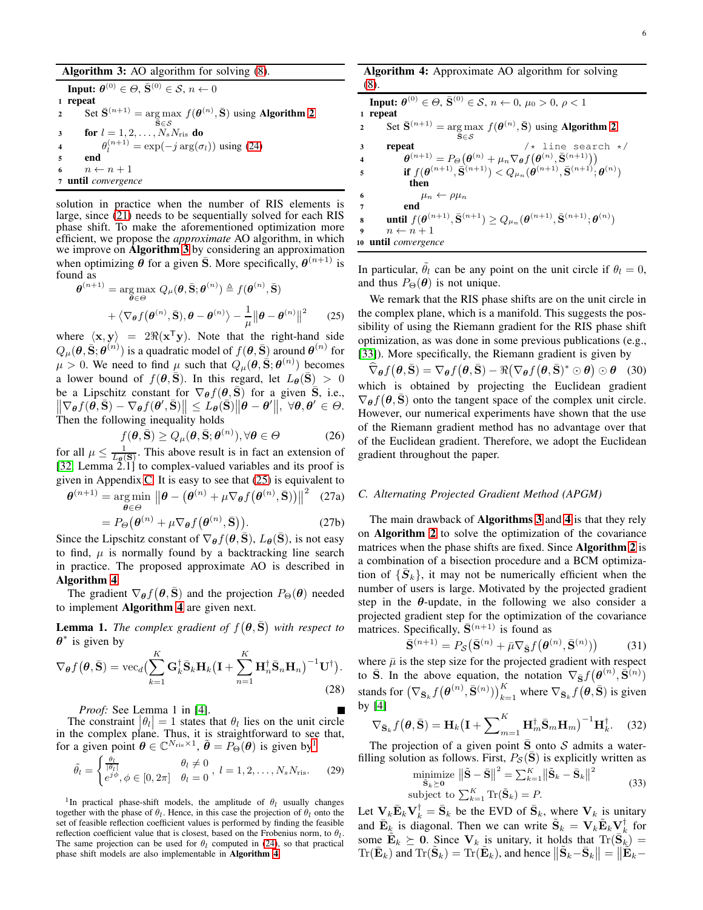**Algorithm 3:** AO algorithm for solving (8).

```
Input: θ^(0) ∈ Θ, S̄^(0) ∈ S, n ← 0
1 repeat
2     Set S̄^(n+1) = arg max_{S̄∈S} f(θ^(n), S̄) using Algorithm 2
3     for l = 1, 2, ..., N_s N_ris do
4         θ_l^(n+1) = exp(−j arg(σ_l)) using (24)
5     end
6     n ← n + 1
7 until convergence
```

solution in practice when the number of RIS elements is large, since (21) needs to be sequentially solved for each RIS phase shift. To make the aforementioned optimization more efficient, we propose the *approximate* AO algorithm, in which we improve on **Algorithm 3** by considering an approximation when optimizing $\boldsymbol{\theta}$ for a given $\bar{\mathbf{S}}$. More specifically, $\boldsymbol{\theta}^{(n+1)}$ is found as

$$\boldsymbol{\theta}^{(n+1)} = \underset{\boldsymbol{\theta}\in\Theta}{\arg\max}\ Q_{\mu}(\boldsymbol{\theta},\bar{\mathbf{S}};\boldsymbol{\theta}^{(n)}) \triangleq f(\boldsymbol{\theta}^{(n)},\bar{\mathbf{S}}) + \langle \nabla_{\boldsymbol{\theta}} f(\boldsymbol{\theta}^{(n)},\bar{\mathbf{S}}), \boldsymbol{\theta}-\boldsymbol{\theta}^{(n)}\rangle - \frac{1}{\mu}\|\boldsymbol{\theta}-\boldsymbol{\theta}^{(n)}\|^2 \tag{25}$$

where $\langle \mathbf{x},\mathbf{y}\rangle = 2\Re(\mathbf{x}^{\mathsf{T}}\mathbf{y})$. Note that the right-hand side $Q_{\mu}(\boldsymbol{\theta},\bar{\mathbf{S}};\boldsymbol{\theta}^{(n)})$ is a quadratic model of $f(\boldsymbol{\theta},\bar{\mathbf{S}})$ around $\boldsymbol{\theta}^{(n)}$ for $\mu>0$. We need to find $\mu$ such that $Q_{\mu}(\boldsymbol{\theta},\bar{\mathbf{S}};\boldsymbol{\theta}^{(n)})$ becomes a lower bound of $f(\boldsymbol{\theta},\bar{\mathbf{S}})$. In this regard, let $L_{\boldsymbol{\theta}}(\bar{\mathbf{S}})>0$ be a Lipschitz constant for $\nabla_{\boldsymbol{\theta}} f(\boldsymbol{\theta},\bar{\mathbf{S}})$ for a given $\bar{\mathbf{S}}$, i.e., $\|\nabla_{\boldsymbol{\theta}} f(\boldsymbol{\theta},\bar{\mathbf{S}}) - \nabla_{\boldsymbol{\theta}} f(\boldsymbol{\theta}',\bar{\mathbf{S}})\| \le L_{\boldsymbol{\theta}}(\bar{\mathbf{S}})\|\boldsymbol{\theta}-\boldsymbol{\theta}'\|,\ \forall \boldsymbol{\theta},\boldsymbol{\theta}'\in\Theta$. Then the following inequality holds

$$f(\boldsymbol{\theta},\bar{\mathbf{S}}) \ge Q_{\mu}(\boldsymbol{\theta},\bar{\mathbf{S}};\boldsymbol{\theta}^{(n)}), \forall \boldsymbol{\theta}\in\Theta \tag{26}$$

for all $\mu \le \frac{1}{L_{\boldsymbol{\theta}}(\bar{\mathbf{S}})}$. This above result is in fact an extension of [32, Lemma 2.1] to complex-valued variables and its proof is given in Appendix C. It is easy to see that (25) is equivalent to

$$\boldsymbol{\theta}^{(n+1)} = \underset{\boldsymbol{\theta}\in\Theta}{\arg\min}\ \left\|\boldsymbol{\theta} - \left(\boldsymbol{\theta}^{(n)} + \mu\nabla_{\boldsymbol{\theta}} f(\boldsymbol{\theta}^{(n)},\bar{\mathbf{S}})\right)\right\|^2 \tag{27a}$$

$$= P_{\Theta}\left(\boldsymbol{\theta}^{(n)} + \mu\nabla_{\boldsymbol{\theta}} f(\boldsymbol{\theta}^{(n)},\bar{\mathbf{S}})\right). \tag{27b}$$

Since the Lipschitz constant of $\nabla_{\boldsymbol{\theta}} f(\boldsymbol{\theta},\bar{\mathbf{S}})$, $L_{\boldsymbol{\theta}}(\bar{\mathbf{S}})$, is not easy to find, $\mu$ is normally found by a backtracking line search in practice. The proposed approximate AO is described in **Algorithm 4**.

The gradient $\nabla_{\boldsymbol{\theta}} f(\boldsymbol{\theta},\bar{\mathbf{S}})$ and the projection $P_{\Theta}(\boldsymbol{\theta})$ needed to implement **Algorithm 4** are given next.

**Lemma 1.** *The complex gradient of $f(\boldsymbol{\theta},\bar{\mathbf{S}})$ with respect to $\boldsymbol{\theta}^*$ is given by*

$$\nabla_{\boldsymbol{\theta}} f(\boldsymbol{\theta},\bar{\mathbf{S}}) = \mathrm{vec}_d\Big(\sum_{k=1}^{K}\mathbf{G}_k^{\dagger}\bar{\mathbf{S}}_k\mathbf{H}_k\big(\mathbf{I}+\sum_{n=1}^{K}\mathbf{H}_n^{\dagger}\bar{\mathbf{S}}_n\mathbf{H}_n\big)^{-1}\mathbf{U}^{\dagger}\Big). \tag{28}$$

*Proof:* See Lemma 1 in [4]. ■

The constraint $|\theta_l|=1$ states that $\theta_l$ lies on the unit circle in the complex plane. Thus, it is straightforward to see that, for a given point $\boldsymbol{\theta}\in\mathbb{C}^{N_{\mathrm{ris}}\times 1}$, $\tilde{\boldsymbol{\theta}} = P_{\Theta}(\boldsymbol{\theta})$ is given by[1]

$$\tilde{\theta}_l = \begin{cases} \frac{\theta_l}{|\theta_l|} & \theta_l \neq 0 \\ e^{j\phi}, \phi\in[0,2\pi] & \theta_l = 0 \end{cases}, \ l=1,2,\ldots,N_sN_{\mathrm{ris}}. \tag{29}$$

In particular, $\tilde{\theta}_l$ can be any point on the unit circle if $\theta_l=0$, and thus $P_{\Theta}(\boldsymbol{\theta})$ is not unique.

**Algorithm 4:** Approximate AO algorithm for solving (8).

```
Input: θ^(0) ∈ Θ, S̄^(0) ∈ S, n ← 0, μ_0 > 0, ρ < 1
1  repeat
2      Set S̄^(n+1) = arg max_{S̄∈S} f(θ^(n), S̄) using Algorithm 2
3      repeat                                  /* line search */
4          θ^(n+1) = P_Θ(θ^(n) + μ_n ∇_θ f(θ^(n), S̄^(n+1)))
5          if f(θ^(n+1), S̄^(n+1)) < Q_{μ_n}(θ^(n+1), S̄^(n+1); θ^(n))
            then
6              μ_n ← ρ μ_n
7          end
8      until f(θ^(n+1), S̄^(n+1)) ≥ Q_{μ_n}(θ^(n+1), S̄^(n+1); θ^(n))
9      n ← n + 1
10 until convergence
```

We remark that the RIS phase shifts are on the unit circle in the complex plane, which is a manifold. This suggests the possibility of using the Riemann gradient for the RIS phase shift optimization, as was done in some previous publications (e.g., [33]). More specifically, the Riemann gradient is given by

$$\widehat{\nabla}_{\boldsymbol{\theta}} f(\boldsymbol{\theta},\bar{\mathbf{S}}) = \nabla_{\boldsymbol{\theta}} f(\boldsymbol{\theta},\bar{\mathbf{S}}) - \Re\big(\nabla_{\boldsymbol{\theta}} f(\boldsymbol{\theta},\bar{\mathbf{S}})^*\odot\boldsymbol{\theta}\big)\odot\boldsymbol{\theta} \tag{30}$$

which is obtained by projecting the Euclidean gradient $\nabla_{\boldsymbol{\theta}} f(\boldsymbol{\theta},\bar{\mathbf{S}})$ onto the tangent space of the complex unit circle. However, our numerical experiments have shown that the use of the Riemann gradient method has no advantage over that of the Euclidean gradient. Therefore, we adopt the Euclidean gradient throughout the paper.

### C. Alternating Projected Gradient Method (APGM)

The main drawback of **Algorithms 3** and **4** is that they rely on **Algorithm 2** to solve the optimization of the covariance matrices when the phase shifts are fixed. Since **Algorithm 2** is a combination of a bisection procedure and a BCM optimization of $\{\bar{\mathbf{S}}_k\}$, it may not be numerically efficient when the number of users is large. Motivated by the projected gradient step in the $\boldsymbol{\theta}$-update, in the following we also consider a projected gradient step for the optimization of the covariance matrices. Specifically, $\bar{\mathbf{S}}^{(n+1)}$ is found as

$$\bar{\mathbf{S}}^{(n+1)} = P_{\mathcal{S}}\big(\bar{\mathbf{S}}^{(n)} + \bar{\mu}\nabla_{\bar{\mathbf{S}}} f(\boldsymbol{\theta}^{(n)},\bar{\mathbf{S}}^{(n)})\big) \tag{31}$$

where $\bar{\mu}$ is the step size for the projected gradient with respect to $\bar{\mathbf{S}}$. In the above equation, the notation $\nabla_{\bar{\mathbf{S}}} f(\boldsymbol{\theta}^{(n)},\bar{\mathbf{S}}^{(n)})$ stands for $\big(\nabla_{\bar{\mathbf{S}}_k} f(\boldsymbol{\theta}^{(n)},\bar{\mathbf{S}}^{(n)})\big)_{k=1}^{K}$ where $\nabla_{\bar{\mathbf{S}}_k} f(\boldsymbol{\theta},\bar{\mathbf{S}})$ is given by [4]

$$\nabla_{\bar{\mathbf{S}}_k} f(\boldsymbol{\theta},\bar{\mathbf{S}}) = \mathbf{H}_k\big(\mathbf{I}+\sum\nolimits_{m=1}^{K}\mathbf{H}_m^{\dagger}\bar{\mathbf{S}}_m\mathbf{H}_m\big)^{-1}\mathbf{H}_k^{\dagger}. \tag{32}$$

The projection of a given point $\bar{\mathbf{S}}$ onto $\mathcal{S}$ admits a water-filling solution as follows. First, $P_{\mathcal{S}}(\bar{\mathbf{S}})$ is explicitly written as

$$\begin{aligned} &\underset{\tilde{\mathbf{S}}_k\succeq\mathbf{0}}{\text{minimize}}\ \|\tilde{\mathbf{S}}-\bar{\mathbf{S}}\|^2 = \textstyle\sum_{k=1}^{K}\|\tilde{\mathbf{S}}_k-\bar{\mathbf{S}}_k\|^2 \\ &\text{subject to } \textstyle\sum_{k=1}^{K}\mathrm{Tr}(\tilde{\mathbf{S}}_k) = P. \end{aligned} \tag{33}$$

Let $\mathbf{V}_k\bar{\mathbf{E}}_k\mathbf{V}_k^{\dagger} = \bar{\mathbf{S}}_k$ be the EVD of $\bar{\mathbf{S}}_k$, where $\mathbf{V}_k$ is unitary and $\bar{\mathbf{E}}_k$ is diagonal. Then we can write $\tilde{\mathbf{S}}_k = \mathbf{V}_k\tilde{\mathbf{E}}_k\mathbf{V}_k^{\dagger}$ for some $\tilde{\mathbf{E}}_k\succeq\mathbf{0}$. Since $\mathbf{V}_k$ is unitary, it holds that $\mathrm{Tr}(\tilde{\mathbf{S}}_k) = \mathrm{Tr}(\tilde{\mathbf{E}}_k)$ and $\mathrm{Tr}(\tilde{\mathbf{S}}_k) = \mathrm{Tr}(\tilde{\mathbf{E}}_k)$, and hence $\|\tilde{\mathbf{S}}_k-\bar{\mathbf{S}}_k\| = \|\tilde{\mathbf{E}}_k-$

[1] In practical phase-shift models, the amplitude of $\theta_l$ usually changes together with the phase of $\theta_l$. Hence, in this case the projection of $\theta_l$ onto the set of feasible reflection coefficient values is performed by finding the feasible reflection coefficient value that is closest, based on the Frobenius norm, to $\theta_l$. The same projection can be used for $\theta_l$ computed in (24), so that practical phase shift models are also implementable in **Algorithm 4**.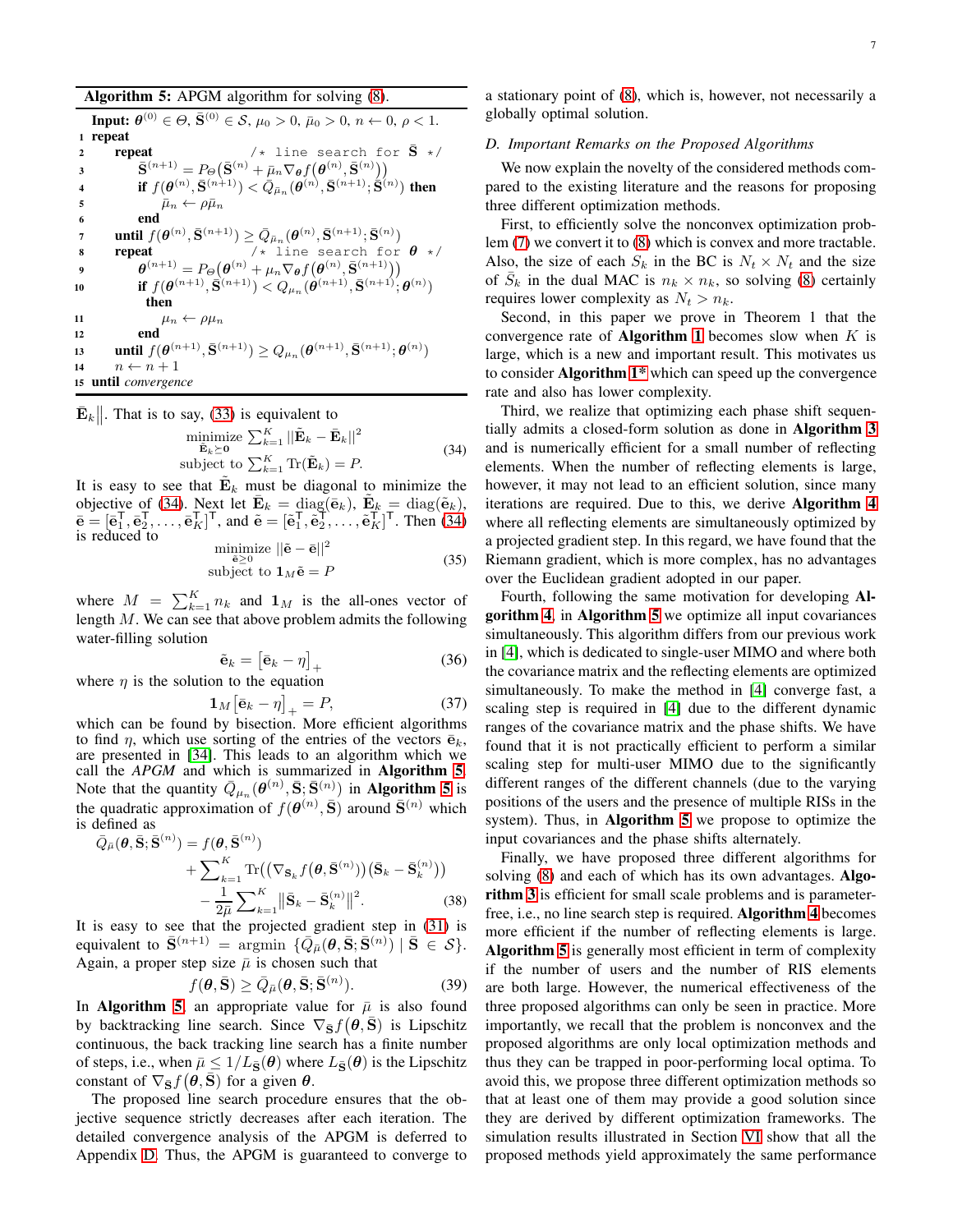**Algorithm 5:** APGM algorithm for solving (8).

```
Input: θ^(0) ∈ Θ, S̄^(0) ∈ S, μ_0 > 0, μ̄_0 > 0, n ← 0, ρ < 1.
1  repeat
2      repeat                          /* line search for S̄ */
3          S̄^(n+1) = P_S(S̄^(n) + μ̄_n ∇_S̄ f(θ^(n), S̄^(n)))
4          if f(θ^(n), S̄^(n+1)) < Q̄_μ̄n(θ^(n), S̄^(n+1); S̄^(n)) then
5              μ̄_n ← ρ μ̄_n
6          end
7      until f(θ^(n), S̄^(n+1)) ≥ Q̄_μ̄n(θ^(n), S̄^(n+1); S̄^(n))
8      repeat                          /* line search for θ */
9          θ^(n+1) = P_Θ(θ^(n) + μ_n ∇_θ f(θ^(n), S̄^(n+1)))
10         if f(θ^(n+1), S̄^(n+1)) < Q_μn(θ^(n+1), S̄^(n+1); θ^(n))
             then
11             μ_n ← ρ μ_n
12         end
13     until f(θ^(n+1), S̄^(n+1)) ≥ Q_μn(θ^(n+1), S̄^(n+1); θ^(n))
14     n ← n + 1
15 until convergence
```

$\bar{\mathbf{E}}_k\big\|$. That is to say, (33) is equivalent to

$$\begin{aligned}&\underset{\tilde{\mathbf{E}}_k\succeq\mathbf{0}}{\text{minimize}}\ \textstyle\sum_{k=1}^{K}||\tilde{\mathbf{E}}_k-\bar{\mathbf{E}}_k||^2\\ &\text{subject to}\ \textstyle\sum_{k=1}^{K}\text{Tr}(\tilde{\mathbf{E}}_k)=P.\end{aligned}\tag{34}$$

It is easy to see that $\tilde{\mathbf{E}}_k$ must be diagonal to minimize the objective of (34). Next let $\bar{\mathbf{E}}_k=\text{diag}(\bar{\mathbf{e}}_k)$, $\tilde{\mathbf{E}}_k=\text{diag}(\tilde{\mathbf{e}}_k)$, $\bar{\mathbf{e}}=[\bar{\mathbf{e}}_1^{\mathsf{T}},\bar{\mathbf{e}}_2^{\mathsf{T}},\ldots,\bar{\mathbf{e}}_K^{\mathsf{T}}]^{\mathsf{T}}$, and $\tilde{\mathbf{e}}=[\tilde{\mathbf{e}}_1^{\mathsf{T}},\tilde{\mathbf{e}}_2^{\mathsf{T}},\ldots,\tilde{\mathbf{e}}_K^{\mathsf{T}}]^{\mathsf{T}}$. Then (34) is reduced to

$$\begin{aligned}&\underset{\tilde{\mathbf{e}}\geq 0}{\text{minimize}}\ ||\tilde{\mathbf{e}}-\bar{\mathbf{e}}||^2\\ &\text{subject to}\ \mathbf{1}_M\tilde{\mathbf{e}}=P\end{aligned}\tag{35}$$

where $M=\sum_{k=1}^{K}n_k$ and $\mathbf{1}_M$ is the all-ones vector of length $M$. We can see that above problem admits the following water-filling solution

$$\tilde{\mathbf{e}}_k=\left[\bar{\mathbf{e}}_k-\eta\right]_+\tag{36}$$

where $\eta$ is the solution to the equation

$$\mathbf{1}_M\left[\bar{\mathbf{e}}_k-\eta\right]_+=P,\tag{37}$$

which can be found by bisection. More efficient algorithms to find $\eta$, which use sorting of the entries of the vectors $\bar{\mathbf{e}}_k$, are presented in [34]. This leads to an algorithm which we call the *APGM* and which is summarized in **Algorithm 5**. Note that the quantity $\bar{Q}_{\mu_n}(\boldsymbol{\theta}^{(n)},\bar{\mathbf{S}};\bar{\mathbf{S}}^{(n)})$ in **Algorithm 5** is the quadratic approximation of $f(\boldsymbol{\theta}^{(n)},\bar{\mathbf{S}})$ around $\bar{\mathbf{S}}^{(n)}$ which is defined as

$$\begin{aligned}\bar{Q}_{\bar{\mu}}(\boldsymbol{\theta},\bar{\mathbf{S}};\bar{\mathbf{S}}^{(n)})&=f(\boldsymbol{\theta},\bar{\mathbf{S}}^{(n)})\\&+\textstyle\sum_{k=1}^{K}\text{Tr}\big((\nabla_{\bar{\mathbf{S}}_k}f(\boldsymbol{\theta},\bar{\mathbf{S}}^{(n)}))(\bar{\mathbf{S}}_k-\bar{\mathbf{S}}_k^{(n)})\big)\\&-\frac{1}{2\bar{\mu}}\textstyle\sum_{k=1}^{K}\big\|\bar{\mathbf{S}}_k-\bar{\mathbf{S}}_k^{(n)}\big\|^2.\end{aligned}\tag{38}$$

It is easy to see that the projected gradient step in (31) is equivalent to $\bar{\mathbf{S}}^{(n+1)}=\text{argmin}\ \{\bar{Q}_{\bar{\mu}}(\boldsymbol{\theta},\bar{\mathbf{S}};\bar{\mathbf{S}}^{(n)})\mid\bar{\mathbf{S}}\in\mathcal{S}\}$. Again, a proper step size $\bar{\mu}$ is chosen such that

$$f(\boldsymbol{\theta},\bar{\mathbf{S}})\geq\bar{Q}_{\bar{\mu}}(\boldsymbol{\theta},\bar{\mathbf{S}};\bar{\mathbf{S}}^{(n)}).\tag{39}$$

In **Algorithm 5**, an appropriate value for $\bar{\mu}$ is also found by backtracking line search. Since $\nabla_{\bar{\mathbf{S}}}f(\boldsymbol{\theta},\bar{\mathbf{S}})$ is Lipschitz continuous, the back tracking line search has a finite number of steps, i.e., when $\bar{\mu}\leq 1/L_{\bar{\mathbf{S}}}(\boldsymbol{\theta})$ where $L_{\bar{\mathbf{S}}}(\boldsymbol{\theta})$ is the Lipschitz constant of $\nabla_{\bar{\mathbf{S}}}f(\boldsymbol{\theta},\bar{\mathbf{S}})$ for a given $\boldsymbol{\theta}$.

The proposed line search procedure ensures that the objective sequence strictly decreases after each iteration. The detailed convergence analysis of the APGM is deferred to Appendix D. Thus, the APGM is guaranteed to converge to a stationary point of (8), which is, however, not necessarily a globally optimal solution.

### D. Important Remarks on the Proposed Algorithms

We now explain the novelty of the considered methods compared to the existing literature and the reasons for proposing three different optimization methods.

First, to efficiently solve the nonconvex optimization problem (7) we convert it to (8) which is convex and more tractable. Also, the size of each $S_k$ in the BC is $N_t\times N_t$ and the size of $\bar{S}_k$ in the dual MAC is $n_k\times n_k$, so solving (8) certainly requires lower complexity as $N_t>n_k$.

Second, in this paper we prove in Theorem 1 that the convergence rate of **Algorithm 1** becomes slow when $K$ is large, which is a new and important result. This motivates us to consider **Algorithm 1*** which can speed up the convergence rate and also has lower complexity.

Third, we realize that optimizing each phase shift sequentially admits a closed-form solution as done in **Algorithm 3** and is numerically efficient for a small number of reflecting elements. When the number of reflecting elements is large, however, it may not lead to an efficient solution, since many iterations are required. Due to this, we derive **Algorithm 4** where all reflecting elements are simultaneously optimized by a projected gradient step. In this regard, we have found that the Riemann gradient, which is more complex, has no advantages over the Euclidean gradient adopted in our paper.

Fourth, following the same motivation for developing **Algorithm 4**, in **Algorithm 5** we optimize all input covariances simultaneously. This algorithm differs from our previous work in [4], which is dedicated to single-user MIMO and where both the covariance matrix and the reflecting elements are optimized simultaneously. To make the method in [4] converge fast, a scaling step is required in [4] due to the different dynamic ranges of the covariance matrix and the phase shifts. We have found that it is not practically efficient to perform a similar scaling step for multi-user MIMO due to the significantly different ranges of the different channels (due to the varying positions of the users and the presence of multiple RISs in the system). Thus, in **Algorithm 5** we propose to optimize the input covariances and the phase shifts alternately.

Finally, we have proposed three different algorithms for solving (8) and each of which has its own advantages. **Algorithm 3** is efficient for small scale problems and is parameter-free, i.e., no line search step is required. **Algorithm 4** becomes more efficient if the number of reflecting elements is large. **Algorithm 5** is generally most efficient in term of complexity if the number of users and the number of RIS elements are both large. However, the numerical effectiveness of the three proposed algorithms can only be seen in practice. More importantly, we recall that the problem is nonconvex and the proposed algorithms are only local optimization methods and thus they can be trapped in poor-performing local optima. To avoid this, we propose three different optimization methods so that at least one of them may provide a good solution since they are derived by different optimization frameworks. The simulation results illustrated in Section VI show that all the proposed methods yield approximately the same performance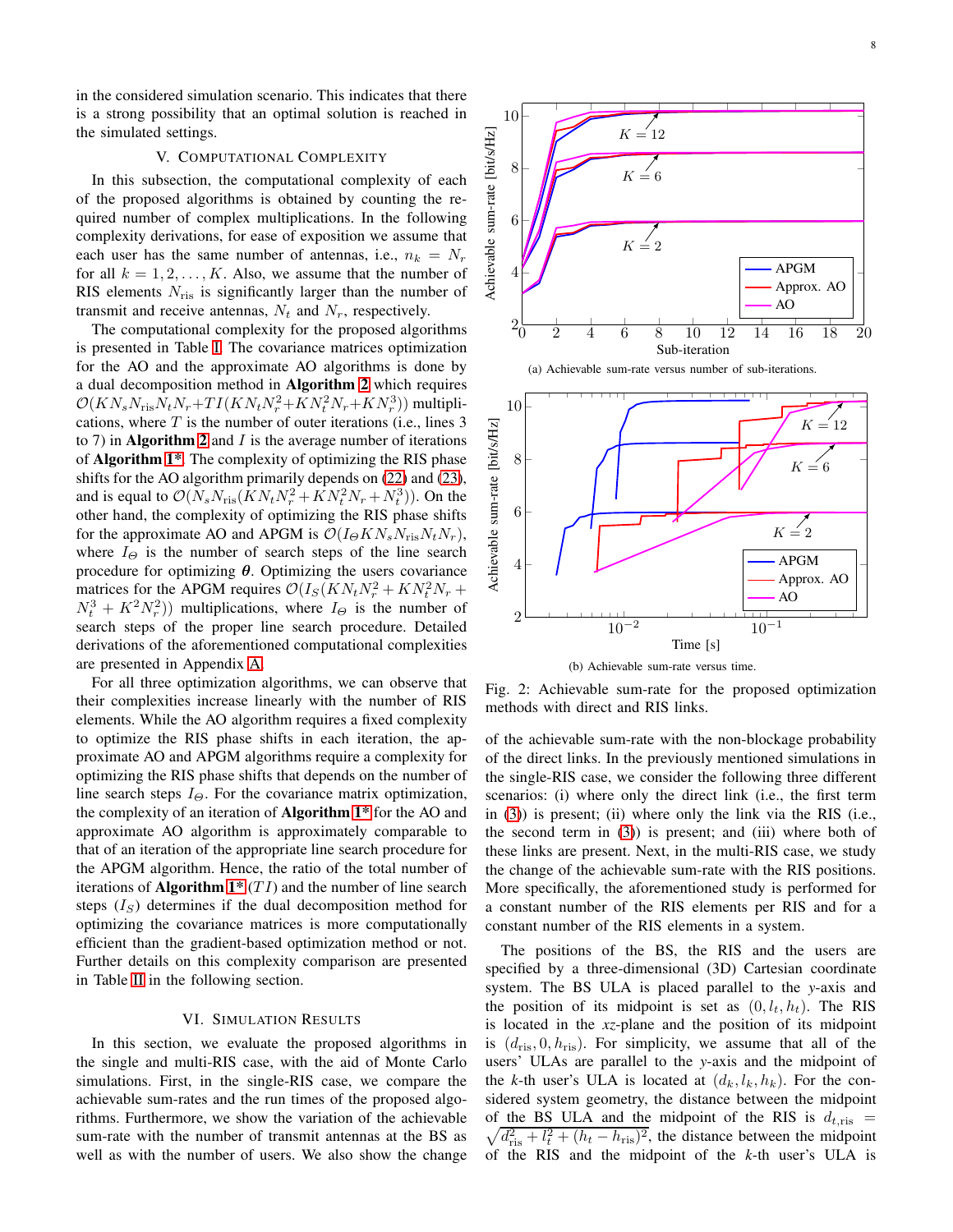in the considered simulation scenario. This indicates that there is a strong possibility that an optimal solution is reached in the simulated settings.

## V. Computational Complexity

In this subsection, the computational complexity of each of the proposed algorithms is obtained by counting the required number of complex multiplications. In the following complexity derivations, for ease of exposition we assume that each user has the same number of antennas, i.e., $n_k = N_r$ for all $k = 1, 2, \ldots, K$. Also, we assume that the number of RIS elements $N_{\text{ris}}$ is significantly larger than the number of transmit and receive antennas, $N_t$ and $N_r$, respectively.

The computational complexity for the proposed algorithms is presented in Table I. The covariance matrices optimization for the AO and the approximate AO algorithms is done by a dual decomposition method in **Algorithm 2** which requires $\mathcal{O}(KN_sN_{\text{ris}}N_tN_r + TI(KN_tN_r^2 + KN_t^2N_r + KN_r^3))$ multiplications, where $T$ is the number of outer iterations (i.e., lines 3 to 7) in **Algorithm 2** and $I$ is the average number of iterations of **Algorithm 1***. The complexity of optimizing the RIS phase shifts for the AO algorithm primarily depends on (22) and (23), and is equal to $\mathcal{O}(N_sN_{\text{ris}}(KN_tN_r^2 + KN_t^2N_r + N_t^3))$. On the other hand, the complexity of optimizing the RIS phase shifts for the approximate AO and APGM is $\mathcal{O}(I_\Theta KN_sN_{\text{ris}}N_tN_r)$, where $I_\Theta$ is the number of search steps of the line search procedure for optimizing $\boldsymbol{\theta}$. Optimizing the users covariance matrices for the APGM requires $\mathcal{O}(I_S(KN_tN_r^2 + KN_t^2N_r + N_t^3 + K^2N_r^2))$ multiplications, where $I_\Theta$ is the number of search steps of the proper line search procedure. Detailed derivations of the aforementioned computational complexities are presented in Appendix A.

For all three optimization algorithms, we can observe that their complexities increase linearly with the number of RIS elements. While the AO algorithm requires a fixed complexity to optimize the RIS phase shifts in each iteration, the approximate AO and APGM algorithms require a complexity for optimizing the RIS phase shifts that depends on the number of line search steps $I_\Theta$. For the covariance matrix optimization, the complexity of an iteration of **Algorithm 1*** for the AO and approximate AO algorithm is approximately comparable to that of an iteration of the appropriate line search procedure for the APGM algorithm. Hence, the ratio of the total number of iterations of **Algorithm 1*** ($TI$) and the number of line search steps ($I_S$) determines if the dual decomposition method for optimizing the covariance matrices is more computationally efficient than the gradient-based optimization method or not. Further details on this complexity comparison are presented in Table II in the following section.

## VI. Simulation Results

In this section, we evaluate the proposed algorithms in the single and multi-RIS case, with the aid of Monte Carlo simulations. First, in the single-RIS case, we compare the achievable sum-rates and the run times of the proposed algorithms. Furthermore, we show the variation of the achievable sum-rate with the number of transmit antennas at the BS as well as with the number of users. We also show the change of the achievable sum-rate with the non-blockage probability of the direct links. In the previously mentioned simulations in the single-RIS case, we consider the following three different scenarios: (i) where only the direct link (i.e., the first term in (3)) is present; (ii) where only the link via the RIS (i.e., the second term in (3)) is present; and (iii) where both of these links are present. Next, in the multi-RIS case, we study the change of the achievable sum-rate with the RIS positions. More specifically, the aforementioned study is performed for a constant number of the RIS elements per RIS and for a constant number of the RIS elements in a system.

(a) Achievable sum-rate versus number of sub-iterations.

(b) Achievable sum-rate versus time.

Fig. 2: Achievable sum-rate for the proposed optimization methods with direct and RIS links.

The positions of the BS, the RIS and the users are specified by a three-dimensional (3D) Cartesian coordinate system. The BS ULA is placed parallel to the $y$-axis and the position of its midpoint is set as $(0, l_t, h_t)$. The RIS is located in the $xz$-plane and the position of its midpoint is $(d_{\text{ris}}, 0, h_{\text{ris}})$. For simplicity, we assume that all of the users' ULAs are parallel to the $y$-axis and the midpoint of the $k$-th user's ULA is located at $(d_k, l_k, h_k)$. For the considered system geometry, the distance between the midpoint of the BS ULA and the midpoint of the RIS is $d_{t,\text{ris}} = \sqrt{d_{\text{ris}}^2 + l_t^2 + (h_t - h_{\text{ris}})^2}$, the distance between the midpoint of the RIS and the midpoint of the $k$-th user's ULA is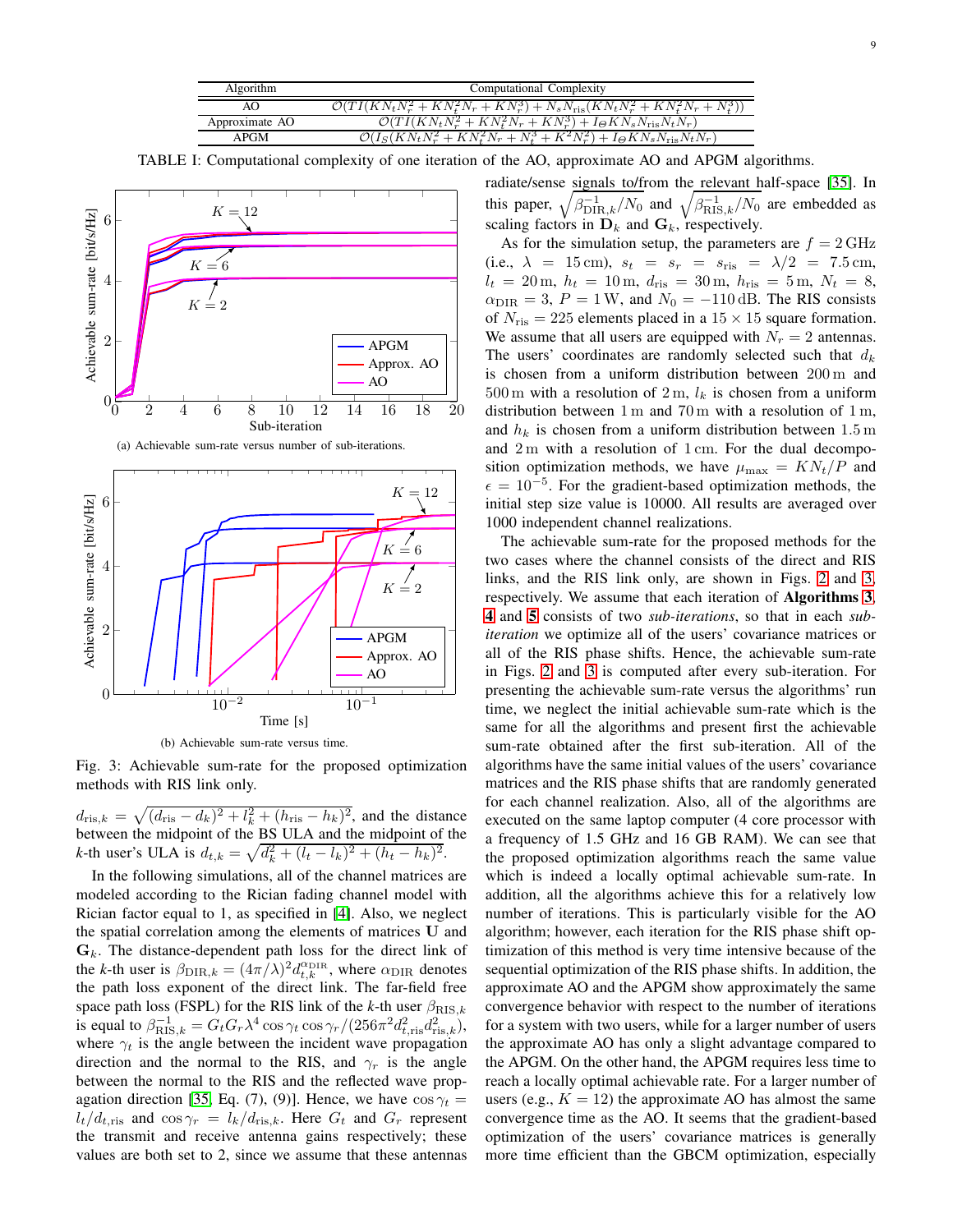| Algorithm | Computational Complexity |
|---|---|
| AO | $\mathcal{O}(TI(KN_tN_r^2 + KN_t^2N_r + KN_r^3) + N_sN_{\text{ris}}(KN_tN_r^2 + KN_t^2N_r + N_t^3))$ |
| Approximate AO | $\mathcal{O}(TI(KN_tN_r^2 + KN_t^2N_r + KN_r^3) + I_\Theta KN_sN_{\text{ris}}N_tN_r)$ |
| APGM | $\mathcal{O}(I_S(KN_tN_r^2 + KN_t^2N_r + N_t^3 + K^2N_r^2) + I_\Theta KN_sN_{\text{ris}}N_tN_r)$ |

TABLE I: Computational complexity of one iteration of the AO, approximate AO and APGM algorithms.

(a) Achievable sum-rate versus number of sub-iterations.

(b) Achievable sum-rate versus time.

Fig. 3: Achievable sum-rate for the proposed optimization methods with RIS link only.

$d_{\text{ris},k} = \sqrt{(d_{\text{ris}} - d_k)^2 + l_k^2 + (h_{\text{ris}} - h_k)^2}$, and the distance between the midpoint of the BS ULA and the midpoint of the $k$-th user's ULA is $d_{t,k} = \sqrt{d_k^2 + (l_t - l_k)^2 + (h_t - h_k)^2}$.

In the following simulations, all of the channel matrices are modeled according to the Rician fading channel model with Rician factor equal to 1, as specified in [4]. Also, we neglect the spatial correlation among the elements of matrices $\mathbf{U}$ and $\mathbf{G}_k$. The distance-dependent path loss for the direct link of the $k$-th user is $\beta_{\text{DIR},k} = (4\pi/\lambda)^2 d_{t,k}^{\alpha_{\text{DIR}}}$, where $\alpha_{\text{DIR}}$ denotes the path loss exponent of the direct link. The far-field free space path loss (FSPL) for the RIS link of the $k$-th user $\beta_{\text{RIS},k}$ is equal to $\beta_{\text{RIS},k}^{-1} = G_tG_r\lambda^4 \cos\gamma_t \cos\gamma_r/(256\pi^2 d_{t,\text{ris}}^2 d_{\text{ris},k}^2)$, where $\gamma_t$ is the angle between the incident wave propagation direction and the normal to the RIS, and $\gamma_r$ is the angle between the normal to the RIS and the reflected wave propagation direction [35, Eq. (7), (9)]. Hence, we have $\cos\gamma_t = l_t/d_{t,\text{ris}}$ and $\cos\gamma_r = l_k/d_{\text{ris},k}$. Here $G_t$ and $G_r$ represent the transmit and receive antenna gains respectively; these values are both set to 2, since we assume that these antennas radiate/sense signals to/from the relevant half-space [35]. In this paper, $\sqrt{\beta_{\text{DIR},k}^{-1}/N_0}$ and $\sqrt{\beta_{\text{RIS},k}^{-1}/N_0}$ are embedded as scaling factors in $\mathbf{D}_k$ and $\mathbf{G}_k$, respectively.

As for the simulation setup, the parameters are $f = 2\,\text{GHz}$ (i.e., $\lambda = 15\,\text{cm}$), $s_t = s_r = s_{\text{ris}} = \lambda/2 = 7.5\,\text{cm}$, $l_t = 20\,\text{m}$, $h_t = 10\,\text{m}$, $d_{\text{ris}} = 30\,\text{m}$, $h_{\text{ris}} = 5\,\text{m}$, $N_t = 8$, $\alpha_{\text{DIR}} = 3$, $P = 1\,\text{W}$, and $N_0 = -110\,\text{dB}$. The RIS consists of $N_{\text{ris}} = 225$ elements placed in a $15 \times 15$ square formation. We assume that all users are equipped with $N_r = 2$ antennas. The users' coordinates are randomly selected such that $d_k$ is chosen from a uniform distribution between $200\,\text{m}$ and $500\,\text{m}$ with a resolution of $2\,\text{m}$, $l_t$ is chosen from a uniform distribution between $1\,\text{m}$ and $70\,\text{m}$ with a resolution of $1\,\text{m}$, and $h_k$ is chosen from a uniform distribution between $1.5\,\text{m}$ and $2\,\text{m}$ with a resolution of $1\,\text{cm}$. For the dual decomposition optimization methods, we have $\mu_{\max} = KN_t/P$ and $\epsilon = 10^{-5}$. For the gradient-based optimization methods, the initial step size value is 10000. All results are averaged over 1000 independent channel realizations.

The achievable sum-rate for the proposed methods for the two cases where the channel consists of the direct and RIS links, and the RIS link only, are shown in Figs. 2 and 3, respectively. We assume that each iteration of **Algorithms 3**, **4** and **5** consists of two *sub-iterations*, so that in each *sub-iteration* we optimize all of the users' covariance matrices or all of the RIS phase shifts. Hence, the achievable sum-rate in Figs. 2 and 3 is computed after every sub-iteration. For presenting the achievable sum-rate versus the algorithms' run time, we neglect the initial achievable sum-rate which is the same for all the algorithms and present first the achievable sum-rate obtained after the first sub-iteration. All of the algorithms have the same initial values of the users' covariance matrices and the RIS phase shifts that are randomly generated for each channel realization. Also, all of the algorithms are executed on the same laptop computer (4 core processor with a frequency of 1.5 GHz and 16 GB RAM). We can see that the proposed optimization algorithms reach the same value which is indeed a locally optimal achievable sum-rate. In addition, all the algorithms achieve this for a relatively low number of iterations. This is particularly visible for the AO algorithm; however, each iteration for the RIS phase shift optimization of this method is very time intensive because of the sequential optimization of the RIS phase shifts. In addition, the approximate AO and the APGM show approximately the same convergence behavior with respect to the number of iterations for a system with two users, while for a larger number of users the approximate AO has only a slight advantage compared to the APGM. On the other hand, the APGM requires less time to reach a locally optimal achievable rate. For a larger number of users (e.g., $K = 12$) the approximate AO has almost the same convergence time as the AO. It seems that the gradient-based optimization of the users' covariance matrices is generally more time efficient than the GBCM optimization, especially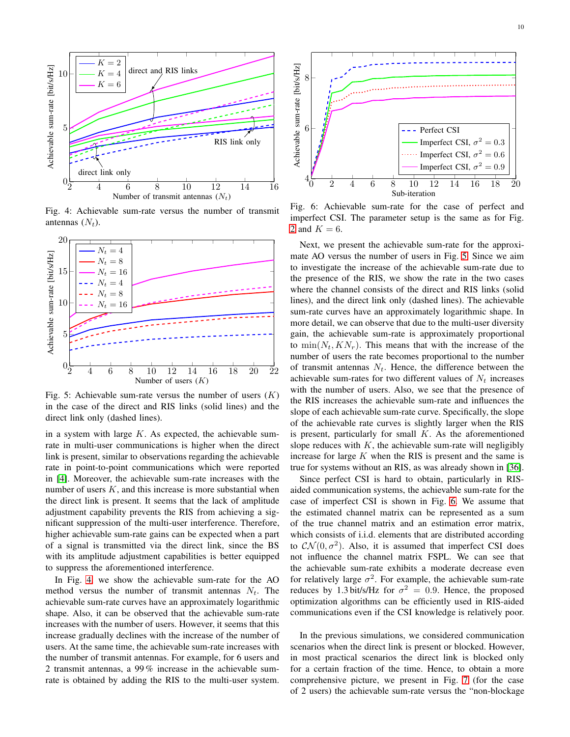Fig. 4: Achievable sum-rate versus the number of transmit antennas ($N_t$).

Fig. 5: Achievable sum-rate versus the number of users ($K$) in the case of the direct and RIS links (solid lines) and the direct link only (dashed lines).

in a system with large $K$. As expected, the achievable sum-rate in multi-user communications is higher when the direct link is present, similar to observations regarding the achievable rate in point-to-point communications which were reported in [4]. Moreover, the achievable sum-rate increases with the number of users $K$, and this increase is more substantial when the direct link is present. It seems that the lack of amplitude adjustment capability prevents the RIS from achieving a significant suppression of the multi-user interference. Therefore, higher achievable sum-rate gains can be expected when a part of a signal is transmitted via the direct link, since the BS with its amplitude adjustment capabilities is better equipped to suppress the aforementioned interference.

In Fig. 4 we show the achievable sum-rate for the AO method versus the number of transmit antennas $N_t$. The achievable sum-rate curves have an approximately logarithmic shape. Also, it can be observed that the achievable sum-rate increases with the number of users. However, it seems that this increase gradually declines with the increase of the number of users. At the same time, the achievable sum-rate increases with the number of transmit antennas. For example, for 6 users and 2 transmit antennas, a 99 % increase in the achievable sum-rate is obtained by adding the RIS to the multi-user system.

Fig. 6: Achievable sum-rate for the case of perfect and imperfect CSI. The parameter setup is the same as for Fig. 2 and $K = 6$.

Next, we present the achievable sum-rate for the approximate AO versus the number of users in Fig. 5. Since we aim to investigate the increase of the achievable sum-rate due to the presence of the RIS, we show the rate in the two cases where the channel consists of the direct and RIS links (solid lines), and the direct link only (dashed lines). The achievable sum-rate curves have an approximately logarithmic shape. In more detail, we can observe that due to the multi-user diversity gain, the achievable sum-rate is approximately proportional to $\min(N_t, KN_r)$. This means that with the increase of the number of users the rate becomes proportional to the number of transmit antennas $N_t$. Hence, the difference between the achievable sum-rates for two different values of $N_t$ increases with the number of users. Also, we see that the presence of the RIS increases the achievable sum-rate and influences the slope of each achievable sum-rate curve. Specifically, the slope of the achievable rate curves is slightly larger when the RIS is present, particularly for small $K$. As the aforementioned slope reduces with $K$, the achievable sum-rate will negligibly increase for large $K$ when the RIS is present and the same is true for systems without an RIS, as was already shown in [36].

Since perfect CSI is hard to obtain, particularly in RIS-aided communication systems, the achievable sum-rate for the case of imperfect CSI is shown in Fig. 6. We assume that the estimated channel matrix can be represented as a sum of the true channel matrix and an estimation error matrix, which consists of i.i.d. elements that are distributed according to $\mathcal{CN}(0, \sigma^2)$. Also, it is assumed that imperfect CSI does not influence the channel matrix FSPL. We can see that the achievable sum-rate exhibits a moderate decrease even for relatively large $\sigma^2$. For example, the achievable sum-rate reduces by 1.3 bit/s/Hz for $\sigma^2 = 0.9$. Hence, the proposed optimization algorithms can be efficiently used in RIS-aided communications systems even if the CSI knowledge is relatively poor.

In the previous simulations, we considered communication scenarios when the direct link is present or blocked. However, in most practical scenarios the direct link is blocked only for a certain fraction of the time. Hence, to obtain a more comprehensive picture, we present in Fig. 7 (for the case of 2 users) the achievable sum-rate versus the "non-blockage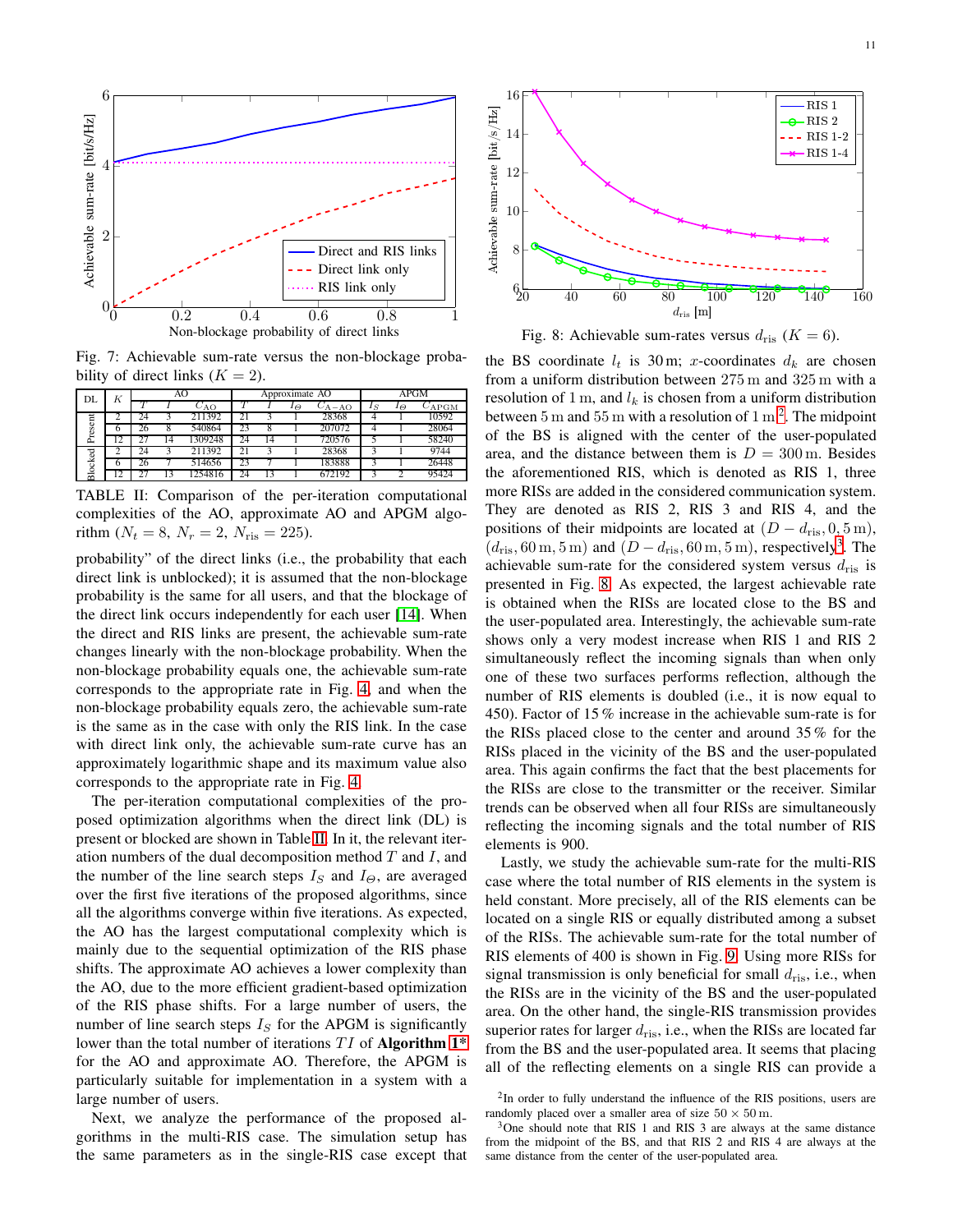Fig. 7: Achievable sum-rate versus the non-blockage probability of direct links ($K = 2$).

| DL | $K$ | AO | | | Approximate AO | | | | APGM | | |
|---|---|---|---|---|---|---|---|---|---|---|---|
| | | $T$ | $I$ | $C_{\text{AO}}$ | $T$ | $I$ | $I_\Theta$ | $C_{\text{A-AO}}$ | $I_S$ | $I_\Theta$ | $C_{\text{APGM}}$ |
| Present | 2 | 24 | 3 | 211392 | 21 | 3 | 1 | 28368 | 4 | 1 | 10592 |
| | 6 | 26 | 8 | 540864 | 23 | 8 | 1 | 207072 | 4 | 1 | 28064 |
| | 12 | 27 | 14 | 1309248 | 24 | 14 | 1 | 720576 | 5 | 1 | 58240 |
| Blocked | 2 | 24 | 3 | 211392 | 21 | 3 | 1 | 28368 | 3 | 1 | 9744 |
| | 6 | 26 | 7 | 514656 | 23 | 7 | 1 | 183888 | 3 | 1 | 26448 |
| | 12 | 27 | 13 | 1254816 | 24 | 13 | 1 | 672192 | 3 | 2 | 95424 |

TABLE II: Comparison of the per-iteration computational complexities of the AO, approximate AO and APGM algorithm ($N_t = 8$, $N_r = 2$, $N_{\text{ris}} = 225$).

probability" of the direct links (i.e., the probability that each direct link is unblocked); it is assumed that the non-blockage probability is the same for all users, and that the blockage of the direct link occurs independently for each user [14]. When the direct and RIS links are present, the achievable sum-rate changes linearly with the non-blockage probability. When the non-blockage probability equals one, the achievable sum-rate corresponds to the appropriate rate in Fig. 4, and when the non-blockage probability equals zero, the achievable sum-rate is the same as in the case with only the RIS link. In the case with direct link only, the achievable sum-rate curve has an approximately logarithmic shape and its maximum value also corresponds to the appropriate rate in Fig. 4.

The per-iteration computational complexities of the proposed optimization algorithms when the direct link (DL) is present or blocked are shown in Table II. In it, the relevant iteration numbers of the dual decomposition method $T$ and $I$, and the number of the line search steps $I_S$ and $I_\Theta$, are averaged over the first five iterations of the proposed algorithms, since all the algorithms converge within five iterations. As expected, the AO has the largest computational complexity which is mainly due to the sequential optimization of the RIS phase shifts. The approximate AO achieves a lower complexity than the AO, due to the more efficient gradient-based optimization of the RIS phase shifts. For a large number of users, the number of line search steps $I_S$ for the APGM is significantly lower than the total number of iterations $TI$ of **Algorithm 1\*** for the AO and approximate AO. Therefore, the APGM is particularly suitable for implementation in a system with a large number of users.

Next, we analyze the performance of the proposed algorithms in the multi-RIS case. The simulation setup has the same parameters as in the single-RIS case except that the BS coordinate $l_t$ is 30 m; $x$-coordinates $d_k$ are chosen from a uniform distribution between 275 m and 325 m with a resolution of 1 m, and $l_k$ is chosen from a uniform distribution between 5 m and 55 m with a resolution of 1 m[2]. The midpoint of the BS is aligned with the center of the user-populated area, and the distance between them is $D = 300$ m. Besides the aforementioned RIS, which is denoted as RIS 1, three more RISs are added in the considered communication system. They are denoted as RIS 2, RIS 3 and RIS 4, and the positions of their midpoints are located at $(D - d_{\text{ris}}, 0, 5\,\text{m})$, $(d_{\text{ris}}, 60\,\text{m}, 5\,\text{m})$ and $(D - d_{\text{ris}}, 60\,\text{m}, 5\,\text{m})$, respectively[3]. The achievable sum-rate for the considered system versus $d_{\text{ris}}$ is presented in Fig. 8. As expected, the largest achievable rate is obtained when the RISs are located close to the BS and the user-populated area. Interestingly, the achievable sum-rate shows only a very modest increase when RIS 1 and RIS 2 simultaneously reflect the incoming signals than when only one of these two surfaces performs reflection, although the number of RIS elements is doubled (i.e., it is now equal to 450). Factor of 15 % increase in the achievable sum-rate is for the RISs placed close to the center and around 35 % for the RISs placed in the vicinity of the BS and the user-populated area. This again confirms the fact that the best placements for the RISs are close to the transmitter or the receiver. Similar trends can be observed when all four RISs are simultaneously reflecting the incoming signals and the total number of RIS elements is 900.

Fig. 8: Achievable sum-rates versus $d_{\text{ris}}$ ($K = 6$).

Lastly, we study the achievable sum-rate for the multi-RIS case where the total number of RIS elements in the system is held constant. More precisely, all of the RIS elements can be located on a single RIS or equally distributed among a subset of the RISs. The achievable sum-rate for the total number of RIS elements of 400 is shown in Fig. 9. Using more RISs for signal transmission is only beneficial for small $d_{\text{ris}}$, i.e., when the RISs are in the vicinity of the BS and the user-populated area. On the other hand, the single-RIS transmission provides superior rates for larger $d_{\text{ris}}$, i.e., when the RISs are located far from the BS and the user-populated area. It seems that placing all of the reflecting elements on a single RIS can provide a

[2] In order to fully understand the influence of the RIS positions, users are randomly placed over a smaller area of size $50 \times 50$ m.

[3] One should note that RIS 1 and RIS 3 are always at the same distance from the midpoint of the BS, and that RIS 2 and RIS 4 are always at the same distance from the center of the user-populated area.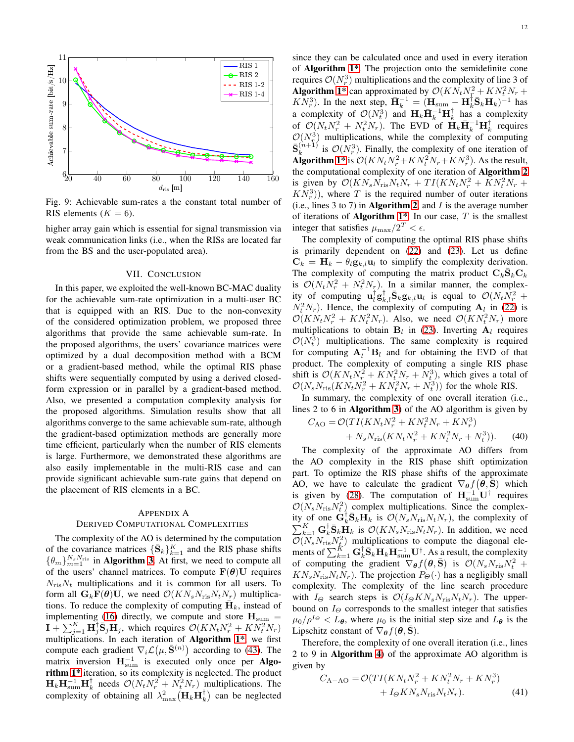Fig. 9: Achievable sum-rates a the constant total number of RIS elements ($K = 6$).

higher array gain which is essential for signal transmission via weak communication links (i.e., when the RISs are located far from the BS and the user-populated area).

## VII. Conclusion

In this paper, we exploited the well-known BC-MAC duality for the achievable sum-rate optimization in a multi-user BC that is equipped with an RIS. Due to the non-convexity of the considered optimization problem, we proposed three algorithms that provide the same achievable sum-rate. In the proposed algorithms, the users' covariance matrices were optimized by a dual decomposition method with a BCM or a gradient-based method, while the optimal RIS phase shifts were sequentially computed by using a derived closed-form expression or in parallel by a gradient-based method. Also, we presented a computation complexity analysis for the proposed algorithms. Simulation results show that all algorithms converge to the same achievable sum-rate, although the gradient-based optimization methods are generally more time efficient, particularly when the number of RIS elements is large. Furthermore, we demonstrated these algorithms are also easily implementable in the multi-RIS case and can provide significant achievable sum-rate gains that depend on the placement of RIS elements in a BC.

## Appendix A
## Derived Computational Complexities

The complexity of the AO is determined by the computation of the covariance matrices $\{\bar{\mathbf{S}}_k\}_{k=1}^K$ and the RIS phase shifts $\{\theta_m\}_{m=1}^{N_sN_{\text{ris}}}$ in **Algorithm 3**. At first, we need to compute all of the users' channel matrices. To compute $\mathbf{F}(\boldsymbol{\theta})\mathbf{U}$ requires $N_{\text{ris}}N_t$ multiplications and it is common for all users. To form all $\mathbf{G}_k\mathbf{F}(\boldsymbol{\theta})\mathbf{U}$, we need $\mathcal{O}(KN_sN_{\text{ris}}N_tN_r)$ multiplications. To reduce the complexity of computing $\bar{\mathbf{H}}_k$, instead of implementing (16) directly, we compute and store $\mathbf{H}_{\text{sum}} = \mathbf{I} + \sum_{j=1}^K \mathbf{H}_j^\dagger\bar{\mathbf{S}}_j\mathbf{H}_j$, which requires $\mathcal{O}(KN_tN_r^2 + KN_t^2N_r)$ multiplications. In each iteration of **Algorithm 1\***, we first compute each gradient $\nabla_i\mathcal{L}(\mu, \bar{\mathbf{S}}^{(n)})$ according to (43). The matrix inversion $\mathbf{H}_{\text{sum}}^{-1}$ is executed only once per **Algorithm 1\*** iteration, so its complexity is neglected. The product $\mathbf{H}_k\mathbf{H}_{\text{sum}}^{-1}\mathbf{H}_k^\dagger$ needs $\mathcal{O}(N_tN_r^2 + N_t^2N_r)$ multiplications. The complexity of obtaining all $\lambda_{\max}^2(\mathbf{H}_k\mathbf{H}_k^\dagger)$ can be neglected since they can be calculated once and used in every iteration of **Algorithm 1\***. The projection onto the semidefinite cone requires $\mathcal{O}(N_r^3)$ multiplications and the complexity of line 3 of **Algorithm 1\*** can approximated by $\mathcal{O}(KN_tN_r^2 + KN_t^2N_r + KN_r^3)$. In the next step, $\bar{\mathbf{H}}_k^{-1} = (\mathbf{H}_{\text{sum}} - \mathbf{H}_k^\dagger\bar{\mathbf{S}}_k\mathbf{H}_k)^{-1}$ has a complexity of $\mathcal{O}(N_t^3)$ and $\mathbf{H}_k\bar{\mathbf{H}}_k^{-1}\mathbf{H}_k^\dagger$ has a complexity of $\mathcal{O}(N_tN_r^2 + N_t^2N_r)$. The EVD of $\mathbf{H}_k\bar{\mathbf{H}}_k^{-1}\mathbf{H}_k^\dagger$ requires $\mathcal{O}(N_r^3)$ multiplications, while the complexity of computing $\bar{\mathbf{S}}_k^{(n+1)}$ is $\mathcal{O}(N_r^3)$. Finally, the complexity of one iteration of **Algorithm 1\*** is $\mathcal{O}(KN_tN_r^2 + KN_t^2N_r + KN_r^3)$. As the result, the computational complexity of one iteration of **Algorithm 2** is given by $\mathcal{O}(KN_sN_{\text{ris}}N_tN_r + TI(KN_tN_r^2 + KN_t^2N_r + KN_r^3))$, where $T$ is the required number of outer iterations (i.e., lines 3 to 7) in **Algorithm 2**, and $I$ is the average number of iterations of **Algorithm 1\***. In our case, $T$ is the smallest integer that satisfies $\mu_{\max}/2^T < \epsilon$.

The complexity of computing the optimal RIS phase shifts is primarily dependent on (22) and (23). Let us define $\mathbf{C}_k = \mathbf{H}_k - \theta_l\mathbf{g}_{k,l}\mathbf{u}_l$ to simplify the complexity derivation. The complexity of computing the matrix product $\mathbf{C}_k\bar{\mathbf{S}}_k\mathbf{C}_k$ is $\mathcal{O}(N_tN_r^2 + N_t^2N_r)$. In a similar manner, the complexity of computing $\mathbf{u}_l^\dagger\mathbf{g}_{k,l}^\dagger\bar{\mathbf{S}}_k\mathbf{g}_{k,l}\mathbf{u}_l$ is equal to $\mathcal{O}(N_tN_r^2 + N_t^2N_r)$. Hence, the complexity of computing $\mathbf{A}_l$ in (22) is $\mathcal{O}(KN_tN_r^2 + KN_t^2N_r)$. Also, we need $\mathcal{O}(KN_t^2N_r)$ more multiplications to obtain $\mathbf{B}_l$ in (23). Inverting $\mathbf{A}_l$ requires $\mathcal{O}(N_t^3)$ multiplications. The same complexity is required for computing $\mathbf{A}_l^{-1}\mathbf{B}_l$ and for obtaining the EVD of that product. The complexity of computing a single RIS phase shift is $\mathcal{O}(KN_tN_r^2 + KN_t^2N_r + N_t^3)$, which gives a total of $\mathcal{O}(N_sN_{\text{ris}}(KN_tN_r^2 + KN_t^2N_r + N_t^3))$ for the whole RIS.

In summary, the complexity of one overall iteration (i.e., lines 2 to 6 in **Algorithm 3**) of the AO algorithm is given by

$$C_{\text{AO}} = \mathcal{O}(TI(KN_tN_r^2 + KN_t^2N_r + KN_r^3) + N_sN_{\text{ris}}(KN_tN_r^2 + KN_t^2N_r + N_t^3)). \quad (40)$$

The complexity of the approximate AO differs from the AO complexity in the RIS phase shift optimization part. To optimize the RIS phase shifts of the approximate AO, we have to calculate the gradient $\nabla_{\boldsymbol{\theta}}f(\boldsymbol{\theta}, \bar{\mathbf{S}})$ which is given by (28). The computation of $\mathbf{H}_{\text{sum}}^{-1}\mathbf{U}^\dagger$ requires $\mathcal{O}(N_sN_{\text{ris}}N_t^2)$ complex multiplications. Since the complexity of one $\mathbf{G}_k^\dagger\bar{\mathbf{S}}_k\mathbf{H}_k$ is $\mathcal{O}(N_sN_{\text{ris}}N_tN_r)$, the complexity of $\sum_{k=1}^K \mathbf{G}_k^\dagger\bar{\mathbf{S}}_k\mathbf{H}_k$ is $\mathcal{O}(KN_sN_{\text{ris}}N_tN_r)$. In addition, we need $\mathcal{O}(N_sN_{\text{ris}}N_t^2)$ multiplications to compute the diagonal elements of $\sum_{k=1}^K \mathbf{G}_k^\dagger\bar{\mathbf{S}}_k\mathbf{H}_k\mathbf{H}_{\text{sum}}^{-1}\mathbf{U}^\dagger$. As a result, the complexity of computing the gradient $\nabla_{\boldsymbol{\theta}}f(\boldsymbol{\theta}, \bar{\mathbf{S}})$ is $\mathcal{O}(N_sN_{\text{ris}}N_t^2 + KN_sN_{\text{ris}}N_tN_r)$. The projection $P_\Theta(\cdot)$ has a negligibly small complexity. The complexity of the line search procedure with $I_\Theta$ search steps is $\mathcal{O}(I_\Theta KN_sN_{\text{ris}}N_tN_r)$. The upper-bound on $I_\Theta$ corresponds to the smallest integer that satisfies $\mu_0/\rho^{I_\Theta} < L_{\boldsymbol{\theta}}$, where $\mu_0$ is the initial step size and $L_{\boldsymbol{\theta}}$ is the Lipschitz constant of $\nabla_{\boldsymbol{\theta}}f(\boldsymbol{\theta}, \bar{\mathbf{S}})$.

Therefore, the complexity of one overall iteration (i.e., lines 2 to 9 in **Algorithm 4**) of the approximate AO algorithm is given by

$$C_{\text{A-AO}} = \mathcal{O}(TI(KN_tN_r^2 + KN_t^2N_r + KN_r^3) + I_\Theta KN_sN_{\text{ris}}N_tN_r). \quad (41)$$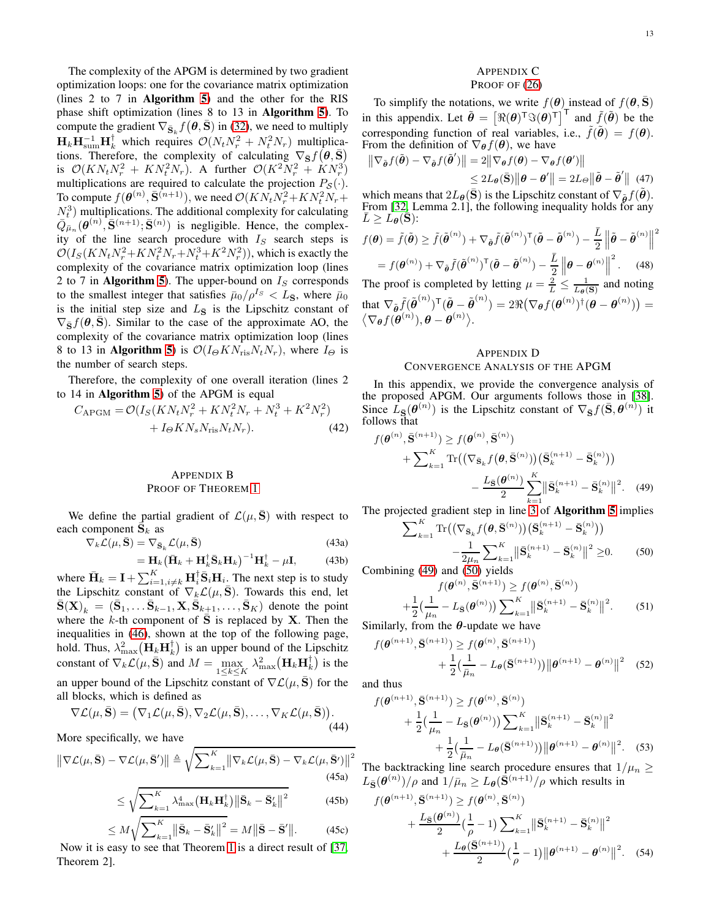The complexity of the APGM is determined by two gradient optimization loops: one for the covariance matrix optimization (lines 2 to 7 in **Algorithm 5**) and the other for the RIS phase shift optimization (lines 8 to 13 in **Algorithm 5**). To compute the gradient $\nabla_{\bar{\mathbf{S}}_k} f(\boldsymbol{\theta}, \bar{\mathbf{S}})$ in (32), we need to multiply $\mathbf{H}_k \mathbf{H}_{\text{sum}}^{-1} \mathbf{H}_k^{\dagger}$ which requires $\mathcal{O}(N_t N_r^2 + N_t^2 N_r)$ multiplications. Therefore, the complexity of calculating $\nabla_{\bar{\mathbf{S}}} f(\boldsymbol{\theta}, \bar{\mathbf{S}})$ is $\mathcal{O}(K N_t N_r^2 + K N_t^2 N_r)$. A further $\mathcal{O}(K^2 N_r^2 + K N_r^3)$ multiplications are required to calculate the projection $P_{\mathcal{S}}(\cdot)$. To compute $f(\boldsymbol{\theta}^{(n)}, \bar{\mathbf{S}}^{(n+1)})$, we need $\mathcal{O}(K N_t N_r^2 + K N_t^2 N_r + N_t^3)$ multiplications. The additional complexity for calculating $\bar{Q}_{\bar{\mu}_n}(\boldsymbol{\theta}^{(n)}, \bar{\mathbf{S}}^{(n+1)}; \bar{\mathbf{S}}^{(n)})$ is negligible. Hence, the complexity of the line search procedure with $I_S$ search steps is $\mathcal{O}(I_S(K N_t N_r^2 + K N_t^2 N_r + N_t^3 + K^2 N_r^2))$, which is exactly the complexity of the covariance matrix optimization loop (lines 2 to 7 in **Algorithm 5**). The upper-bound on $I_S$ corresponds to the smallest integer that satisfies $\bar{\mu}_0/\rho^{I_S} < L_{\bar{\mathbf{S}}}$, where $\bar{\mu}_0$ is the initial step size and $L_{\bar{\mathbf{S}}}$ is the Lipschitz constant of $\nabla_{\bar{\mathbf{S}}} f(\boldsymbol{\theta}, \bar{\mathbf{S}})$. Similar to the case of the approximate AO, the complexity of the covariance matrix optimization loop (lines 8 to 13 in **Algorithm 5**) is $\mathcal{O}(I_\Theta K N_{\text{ris}} N_t N_r)$, where $I_\Theta$ is the number of search steps.

Therefore, the complexity of one overall iteration (lines 2 to 14 in **Algorithm 5**) of the APGM is equal

$$C_{\text{APGM}} = \mathcal{O}(I_S(K N_t N_r^2 + K N_t^2 N_r + N_t^3 + K^2 N_r^2) + I_\Theta K N_s N_{\text{ris}} N_t N_r). \tag{42}$$

## Appendix B
## Proof of Theorem 1

We define the partial gradient of $\mathcal{L}(\mu, \bar{\mathbf{S}})$ with respect to each component $\bar{\mathbf{S}}_k$ as

$$\nabla_k \mathcal{L}(\mu, \bar{\mathbf{S}}) = \nabla_{\bar{\mathbf{S}}_k} \mathcal{L}(\mu, \bar{\mathbf{S}}) \tag{43a}$$

$$= \mathbf{H}_k \big(\bar{\mathbf{H}}_k + \mathbf{H}_k^{\dagger} \bar{\mathbf{S}}_k \mathbf{H}_k\big)^{-1} \mathbf{H}_k^{\dagger} - \mu \mathbf{I}, \tag{43b}$$

where $\bar{\mathbf{H}}_k = \mathbf{I} + \sum_{i=1, i\neq k}^{K} \mathbf{H}_i^{\dagger} \bar{\mathbf{S}}_i \mathbf{H}_i$. The next step is to study the Lipschitz constant of $\nabla_k \mathcal{L}(\mu, \bar{\mathbf{S}})$. Towards this end, let $\bar{\mathbf{S}}(\mathbf{X})_k = (\bar{\mathbf{S}}_1, \ldots \bar{\mathbf{S}}_{k-1}, \mathbf{X}, \bar{\mathbf{S}}_{k+1}, \ldots, \bar{\mathbf{S}}_K)$ denote the point where the $k$-th component of $\bar{\mathbf{S}}$ is replaced by $\mathbf{X}$. Then the inequalities in (46), shown at the top of the following page, hold. Thus, $\lambda_{\max}^2(\mathbf{H}_k \mathbf{H}_k^{\dagger})$ is an upper bound of the Lipschitz constant of $\nabla_k \mathcal{L}(\mu, \bar{\mathbf{S}})$ and $M = \max_{1\leq k \leq K} \lambda_{\max}^2(\mathbf{H}_k \mathbf{H}_k^{\dagger})$ is the an upper bound of the Lipschitz constant of $\nabla \mathcal{L}(\mu, \bar{\mathbf{S}})$ for the all blocks, which is defined as

$$\nabla \mathcal{L}(\mu, \bar{\mathbf{S}}) = \big(\nabla_1 \mathcal{L}(\mu, \bar{\mathbf{S}}), \nabla_2 \mathcal{L}(\mu, \bar{\mathbf{S}}), \ldots, \nabla_K \mathcal{L}(\mu, \bar{\mathbf{S}})\big). \tag{44}$$

More specifically, we have

$$\big\|\nabla \mathcal{L}(\mu, \bar{\mathbf{S}}) - \nabla \mathcal{L}(\mu, \bar{\mathbf{S}}')\big\| \triangleq \sqrt{\sum_{k=1}^{K} \big\|\nabla_k \mathcal{L}(\mu, \bar{\mathbf{S}}) - \nabla_k \mathcal{L}(\mu, \bar{\mathbf{S}}')\big\|^2} \tag{45a}$$

$$\leq \sqrt{\sum_{k=1}^{K} \lambda_{\max}^4 \big(\mathbf{H}_k \mathbf{H}_k^{\dagger}\big) \big\|\bar{\mathbf{S}}_k - \bar{\mathbf{S}}_k'\big\|^2} \tag{45b}$$

$$\leq M \sqrt{\sum_{k=1}^{K} \big\|\bar{\mathbf{S}}_k - \bar{\mathbf{S}}_k'\big\|^2} = M \big\|\bar{\mathbf{S}} - \bar{\mathbf{S}}'\big\|. \tag{45c}$$

Now it is easy to see that Theorem 1 is a direct result of [37, Theorem 2].

## Appendix C
## Proof of (26)

To simplify the notations, we write $f(\boldsymbol{\theta})$ instead of $f(\boldsymbol{\theta}, \bar{\mathbf{S}})$ in this appendix. Let $\tilde{\boldsymbol{\theta}} = \big[\Re(\boldsymbol{\theta})^{\mathsf{T}} \Im(\boldsymbol{\theta})^{\mathsf{T}}\big]^{\mathsf{T}}$ and $\tilde{f}(\tilde{\boldsymbol{\theta}})$ be the corresponding function of real variables, i.e., $\tilde{f}(\tilde{\boldsymbol{\theta}}) = f(\boldsymbol{\theta})$. From the definition of $\nabla_{\boldsymbol{\theta}} f(\boldsymbol{\theta})$, we have

$$\big\|\nabla_{\tilde{\boldsymbol{\theta}}} \tilde{f}(\tilde{\boldsymbol{\theta}}) - \nabla_{\tilde{\boldsymbol{\theta}}} \tilde{f}(\tilde{\boldsymbol{\theta}}')\big\| = 2\big\|\nabla_{\boldsymbol{\theta}} f(\boldsymbol{\theta}) - \nabla_{\boldsymbol{\theta}} f(\boldsymbol{\theta}')\big\| \leq 2 L_{\boldsymbol{\theta}}(\bar{\mathbf{S}}) \big\|\boldsymbol{\theta} - \boldsymbol{\theta}'\big\| = 2 L_{\Theta} \big\|\tilde{\boldsymbol{\theta}} - \tilde{\boldsymbol{\theta}}'\big\| \tag{47}$$

which means that $2L_{\boldsymbol{\theta}}(\bar{\mathbf{S}})$ is the Lipschitz constant of $\nabla_{\tilde{\boldsymbol{\theta}}} \tilde{f}(\tilde{\boldsymbol{\theta}})$. From [32, Lemma 2.1], the following inequality holds for any $\bar{L} \geq L_{\boldsymbol{\theta}}(\bar{\mathbf{S}})$:

$$f(\boldsymbol{\theta}) = \tilde{f}(\tilde{\boldsymbol{\theta}}) \geq \tilde{f}(\tilde{\boldsymbol{\theta}}^{(n)}) + \nabla_{\tilde{\boldsymbol{\theta}}} \tilde{f}(\tilde{\boldsymbol{\theta}}^{(n)})^{\mathsf{T}} (\tilde{\boldsymbol{\theta}} - \tilde{\boldsymbol{\theta}}^{(n)}) - \frac{\bar{L}}{2} \left\|\tilde{\boldsymbol{\theta}} - \tilde{\boldsymbol{\theta}}^{(n)}\right\|^2$$

$$= f(\boldsymbol{\theta}^{(n)}) + \nabla_{\tilde{\boldsymbol{\theta}}} \tilde{f}(\tilde{\boldsymbol{\theta}}^{(n)})^{\mathsf{T}} (\tilde{\boldsymbol{\theta}} - \tilde{\boldsymbol{\theta}}^{(n)}) - \frac{\bar{L}}{2} \left\|\boldsymbol{\theta} - \boldsymbol{\theta}^{(n)}\right\|^2. \tag{48}$$

The proof is completed by letting $\mu = \frac{2}{\bar{L}} \leq \frac{1}{L_{\boldsymbol{\theta}}(\bar{\mathbf{S}})}$ and noting that $\nabla_{\tilde{\boldsymbol{\theta}}} \tilde{f}(\tilde{\boldsymbol{\theta}}^{(n)})^{\mathsf{T}} (\tilde{\boldsymbol{\theta}} - \tilde{\boldsymbol{\theta}}^{(n)}) = 2\Re\big(\nabla_{\boldsymbol{\theta}} f(\boldsymbol{\theta}^{(n)})^{\dagger} (\boldsymbol{\theta} - \boldsymbol{\theta}^{(n)})\big) = \big\langle \nabla_{\boldsymbol{\theta}} f(\boldsymbol{\theta}^{(n)}), \boldsymbol{\theta} - \boldsymbol{\theta}^{(n)} \big\rangle$.

## Appendix D
## Convergence Analysis of the APGM

In this appendix, we provide the convergence analysis of the proposed APGM. Our arguments follows those in [38]. Since $L_{\bar{\mathbf{S}}}(\boldsymbol{\theta}^{(n)})$ is the Lipschitz constant of $\nabla_{\bar{\mathbf{S}}} f(\bar{\mathbf{S}}, \boldsymbol{\theta}^{(n)})$ it follows that

$$f(\boldsymbol{\theta}^{(n)}, \bar{\mathbf{S}}^{(n+1)}) \geq f(\boldsymbol{\theta}^{(n)}, \bar{\mathbf{S}}^{(n)}) + \sum_{k=1}^{K} \operatorname{Tr}\big(\big(\nabla_{\bar{\mathbf{S}}_k} f(\boldsymbol{\theta}, \bar{\mathbf{S}}^{(n)})\big)\big(\bar{\mathbf{S}}_k^{(n+1)} - \bar{\mathbf{S}}_k^{(n)}\big)\big) - \frac{L_{\bar{\mathbf{S}}}(\boldsymbol{\theta}^{(n)})}{2} \sum_{k=1}^{K} \big\|\bar{\mathbf{S}}_k^{(n+1)} - \bar{\mathbf{S}}_k^{(n)}\big\|^2. \tag{49}$$

The projected gradient step in line 3 of **Algorithm 5** implies

$$\sum_{k=1}^{K} \operatorname{Tr}\big(\big(\nabla_{\bar{\mathbf{S}}_k} f(\boldsymbol{\theta}, \bar{\mathbf{S}}^{(n)})\big)\big(\bar{\mathbf{S}}_k^{(n+1)} - \bar{\mathbf{S}}_k^{(n)}\big)\big) - \frac{1}{2\mu_n} \sum_{k=1}^{K} \big\|\bar{\mathbf{S}}_k^{(n+1)} - \bar{\mathbf{S}}_k^{(n)}\big\|^2 \geq 0. \tag{50}$$

Combining (49) and (50) yields

$$f(\boldsymbol{\theta}^{(n)}, \bar{\mathbf{S}}^{(n+1)}) \geq f(\boldsymbol{\theta}^{(n)}, \bar{\mathbf{S}}^{(n)}) + \frac{1}{2}\Big(\frac{1}{\mu_n} - L_{\bar{\mathbf{S}}}(\boldsymbol{\theta}^{(n)})\Big) \sum_{k=1}^{K} \big\|\bar{\mathbf{S}}_k^{(n+1)} - \bar{\mathbf{S}}_k^{(n)}\big\|^2. \tag{51}$$

Similarly, from the $\boldsymbol{\theta}$-update we have

$$f(\boldsymbol{\theta}^{(n+1)}, \bar{\mathbf{S}}^{(n+1)}) \geq f(\boldsymbol{\theta}^{(n)}, \bar{\mathbf{S}}^{(n+1)}) + \frac{1}{2}\Big(\frac{1}{\bar{\mu}_n} - L_{\boldsymbol{\theta}}(\bar{\mathbf{S}}^{(n+1)})\Big) \big\|\boldsymbol{\theta}^{(n+1)} - \boldsymbol{\theta}^{(n)}\big\|^2 \tag{52}$$

and thus

$$f(\boldsymbol{\theta}^{(n+1)}, \bar{\mathbf{S}}^{(n+1)}) \geq f(\boldsymbol{\theta}^{(n)}, \bar{\mathbf{S}}^{(n)}) + \frac{1}{2}\Big(\frac{1}{\mu_n} - L_{\bar{\mathbf{S}}}(\boldsymbol{\theta}^{(n)})\Big) \sum_{k=1}^{K} \big\|\bar{\mathbf{S}}_k^{(n+1)} - \bar{\mathbf{S}}_k^{(n)}\big\|^2 + \frac{1}{2}\Big(\frac{1}{\bar{\mu}_n} - L_{\boldsymbol{\theta}}(\bar{\mathbf{S}}^{(n+1)})\Big) \big\|\boldsymbol{\theta}^{(n+1)} - \boldsymbol{\theta}^{(n)}\big\|^2. \tag{53}$$

The backtracking line search procedure ensures that $1/\mu_n \geq L_{\bar{\mathbf{S}}}(\boldsymbol{\theta}^{(n)})/\rho$ and $1/\bar{\mu}_n \geq L_{\boldsymbol{\theta}}(\bar{\mathbf{S}}^{(n+1)})/\rho$ which results in

$$f(\boldsymbol{\theta}^{(n+1)}, \bar{\mathbf{S}}^{(n+1)}) \geq f(\boldsymbol{\theta}^{(n)}, \bar{\mathbf{S}}^{(n)}) + \frac{L_{\bar{\mathbf{S}}}(\boldsymbol{\theta}^{(n)})}{2}\Big(\frac{1}{\rho} - 1\Big) \sum_{k=1}^{K} \big\|\bar{\mathbf{S}}_k^{(n+1)} - \bar{\mathbf{S}}_k^{(n)}\big\|^2 + \frac{L_{\boldsymbol{\theta}}(\bar{\mathbf{S}}^{(n+1)})}{2}\Big(\frac{1}{\rho} - 1\Big) \big\|\boldsymbol{\theta}^{(n+1)} - \boldsymbol{\theta}^{(n)}\big\|^2. \tag{54}$$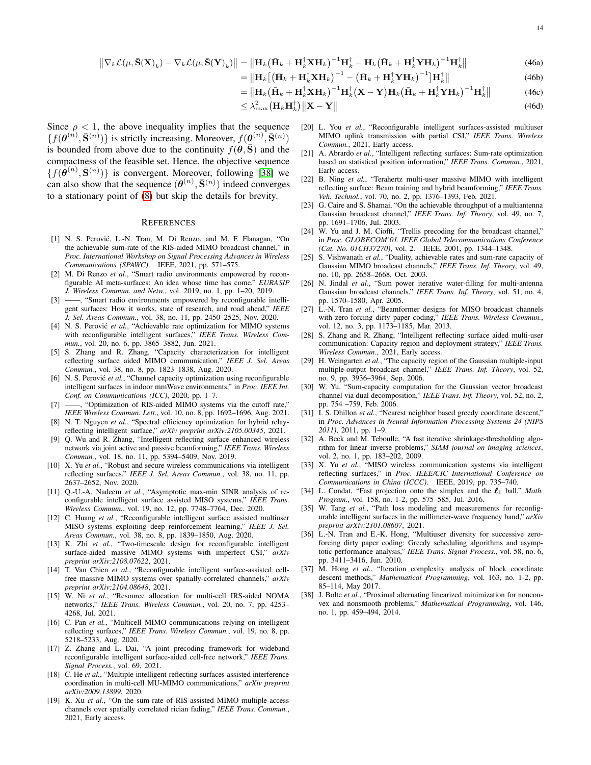$$
\begin{aligned}
\left\|\nabla_k \mathcal{L}(\mu, \bar{\mathbf{S}}(\mathbf{X})_k) - \nabla_k \mathcal{L}(\mu, \bar{\mathbf{S}}(\mathbf{Y})_k)\right\| &= \left\|\mathbf{H}_k\big(\bar{\mathbf{H}}_k + \mathbf{H}_k^\dagger \mathbf{X}\mathbf{H}_k\big)^{-1}\mathbf{H}_k^\dagger - \mathbf{H}_k\big(\bar{\mathbf{H}}_k + \mathbf{H}_k^\dagger \mathbf{Y}\mathbf{H}_k\big)^{-1}\mathbf{H}_k^\dagger\right\| & \text{(46a)}\\
&= \left\|\mathbf{H}_k\big[\big(\bar{\mathbf{H}}_k + \mathbf{H}_k^\dagger \mathbf{X}\mathbf{H}_k\big)^{-1} - \big(\bar{\mathbf{H}}_k + \mathbf{H}_k^\dagger \mathbf{Y}\mathbf{H}_k\big)^{-1}\big]\mathbf{H}_k^\dagger\right\| & \text{(46b)}\\
&= \left\|\mathbf{H}_k\big(\bar{\mathbf{H}}_k + \mathbf{H}_k^\dagger \mathbf{X}\mathbf{H}_k\big)^{-1}\mathbf{H}_k^\dagger(\mathbf{X}-\mathbf{Y})\mathbf{H}_k\big(\bar{\mathbf{H}}_k + \mathbf{H}_k^\dagger \mathbf{Y}\mathbf{H}_k\big)^{-1}\mathbf{H}_k^\dagger\right\| & \text{(46c)}\\
&\leq \lambda_{\max}^2\big(\mathbf{H}_k\mathbf{H}_k^\dagger\big)\left\|\mathbf{X}-\mathbf{Y}\right\| & \text{(46d)}
\end{aligned}
$$

Since $\rho < 1$, the above inequality implies that the sequence $\{f(\boldsymbol{\theta}^{(n)}, \bar{\mathbf{S}}^{(n)})\}$ is strictly increasing. Moreover, $f(\boldsymbol{\theta}^{(n)}, \bar{\mathbf{S}}^{(n)})$ is bounded from above due to the continuity $f(\boldsymbol{\theta}, \bar{\mathbf{S}})$ and the compactness of the feasible set. Hence, the objective sequence $\{f(\boldsymbol{\theta}^{(n)}, \bar{\mathbf{S}}^{(n)})\}$ is convergent. Moreover, following [38] we can also show that the sequence $(\boldsymbol{\theta}^{(n)}, \bar{\mathbf{S}}^{(n)})$ indeed converges to a stationary point of (8) but skip the details for brevity.

## References

[1] N. S. Perović, L.-N. Tran, M. Di Renzo, and M. F. Flanagan, "On the achievable sum-rate of the RIS-aided MIMO broadcast channel," in *Proc. International Workshop on Signal Processing Advances in Wireless Communications (SPAWC)*. IEEE, 2021, pp. 571–575.

[2] M. Di Renzo *et al.*, "Smart radio environments empowered by reconfigurable AI meta-surfaces: An idea whose time has come," *EURASIP J. Wireless Commun. and Netw.*, vol. 2019, no. 1, pp. 1–20, 2019.

[3] ——, "Smart radio environments empowered by reconfigurable intelligent surfaces: How it works, state of research, and road ahead," *IEEE J. Sel. Areas Commun.*, vol. 38, no. 11, pp. 2450–2525, Nov. 2020.

[4] N. S. Perović *et al.*, "Achievable rate optimization for MIMO systems with reconfigurable intelligent surfaces," *IEEE Trans. Wireless Commun.*, vol. 20, no. 6, pp. 3865–3882, Jun. 2021.

[5] S. Zhang and R. Zhang, "Capacity characterization for intelligent reflecting surface aided MIMO communication," *IEEE J. Sel. Areas Commun.*, vol. 38, no. 8, pp. 1823–1838, Aug. 2020.

[6] N. S. Perović *et al.*, "Channel capacity optimization using reconfigurable intelligent surfaces in indoor mmWave environments," in *Proc. IEEE Int. Conf. on Communications (ICC)*, 2020, pp. 1–7.

[7] ——, "Optimization of RIS-aided MIMO systems via the cutoff rate," *IEEE Wireless Commun. Lett.*, vol. 10, no. 8, pp. 1692–1696, Aug. 2021.

[8] N. T. Nguyen *et al.*, "Spectral efficiency optimization for hybrid relay-reflecting intelligent surface," *arXiv preprint arXiv:2105.00345*, 2021.

[9] Q. Wu and R. Zhang, "Intelligent reflecting surface enhanced wireless network via joint active and passive beamforming," *IEEE Trans. Wireless Commun.*, vol. 18, no. 11, pp. 5394–5409, Nov. 2019.

[10] X. Yu *et al.*, "Robust and secure wireless communications via intelligent reflecting surfaces," *IEEE J. Sel. Areas Commun.*, vol. 38, no. 11, pp. 2637–2652, Nov. 2020.

[11] Q.-U.-A. Nadeem *et al.*, "Asymptotic max-min SINR analysis of reconfigurable intelligent surface assisted MISO systems," *IEEE Trans. Wireless Commun.*, vol. 19, no. 12, pp. 7748–7764, Dec. 2020.

[12] C. Huang *et al.*, "Reconfigurable intelligent surface assisted multiuser MISO systems exploiting deep reinforcement learning," *IEEE J. Sel. Areas Commun.*, vol. 38, no. 8, pp. 1839–1850, Aug. 2020.

[13] K. Zhi *et al.*, "Two-timescale design for reconfigurable intelligent surface-aided massive MIMO systems with imperfect CSI," *arXiv preprint arXiv:2108.07622*, 2021.

[14] T. Van Chien *et al.*, "Reconfigurable intelligent surface-assisted cell-free massive MIMO systems over spatially-correlated channels," *arXiv preprint arXiv:2104.08648*, 2021.

[15] W. Ni *et al.*, "Resource allocation for multi-cell IRS-aided NOMA networks," *IEEE Trans. Wireless Commun.*, vol. 20, no. 7, pp. 4253–4268, Jul. 2021.

[16] C. Pan *et al.*, "Multicell MIMO communications relying on intelligent reflecting surfaces," *IEEE Trans. Wireless Commun.*, vol. 19, no. 8, pp. 5218–5233, Aug. 2020.

[17] Z. Zhang and L. Dai, "A joint precoding framework for wideband reconfigurable intelligent surface-aided cell-free network," *IEEE Trans. Signal Process.*, vol. 69, 2021.

[18] C. He *et al.*, "Multiple intelligent reflecting surfaces assisted interference coordination in multi-cell MU-MIMO communications," *arXiv preprint arXiv:2009.13899*, 2020.

[19] K. Xu *et al.*, "On the sum-rate of RIS-assisted MIMO multiple-access channels over spatially correlated rician fading," *IEEE Trans. Commun.*, 2021, Early access.

[20] L. You *et al.*, "Reconfigurable intelligent surfaces-assisted multiuser MIMO uplink transmission with partial CSI," *IEEE Trans. Wireless Commun.*, 2021, Early access.

[21] A. Abrardo *et al.*, "Intelligent reflecting surfaces: Sum-rate optimization based on statistical position information," *IEEE Trans. Commun.*, 2021, Early access.

[22] B. Ning *et al.*, "Terahertz multi-user massive MIMO with intelligent reflecting surface: Beam training and hybrid beamforming," *IEEE Trans. Veh. Technol.*, vol. 70, no. 2, pp. 1376–1393, Feb. 2021.

[23] G. Caire and S. Shamai, "On the achievable throughput of a multiantenna Gaussian broadcast channel," *IEEE Trans. Inf. Theory*, vol. 49, no. 7, pp. 1691–1706, Jul. 2003.

[24] W. Yu and J. M. Cioffi, "Trellis precoding for the broadcast channel," in *Proc. GLOBECOM'01. IEEE Global Telecommunications Conference (Cat. No. 01CH37270)*, vol. 2. IEEE, 2001, pp. 1344–1348.

[25] S. Vishwanath *et al.*, "Duality, achievable rates and sum-rate capacity of Gaussian MIMO broadcast channels," *IEEE Trans. Inf. Theory*, vol. 49, no. 10, pp. 2658–2668, Oct. 2003.

[26] N. Jindal *et al.*, "Sum power iterative water-filling for multi-antenna Gaussian broadcast channels," *IEEE Trans. Inf. Theory*, vol. 51, no. 4, pp. 1570–1580, Apr. 2005.

[27] L.-N. Tran *et al.*, "Beamformer designs for MISO broadcast channels with zero-forcing dirty paper coding," *IEEE Trans. Wireless Commun.*, vol. 12, no. 3, pp. 1173–1185, Mar. 2013.

[28] S. Zhang and R. Zhang, "Intelligent reflecting surface aided multi-user communication: Capacity region and deployment strategy," *IEEE Trans. Wireless Commun.*, 2021, Early access.

[29] H. Weingarten *et al.*, "The capacity region of the Gaussian multiple-input multiple-output broadcast channel," *IEEE Trans. Inf. Theory*, vol. 52, no. 9, pp. 3936–3964, Sep. 2006.

[30] W. Yu, "Sum-capacity computation for the Gaussian vector broadcast channel via dual decomposition," *IEEE Trans. Inf. Theory*, vol. 52, no. 2, pp. 754 –759, Feb. 2006.

[31] I. S. Dhillon *et al.*, "Nearest neighbor based greedy coordinate descent," in *Proc. Advances in Neural Information Processing Systems 24 (NIPS 2011)*, 2011, pp. 1–9.

[32] A. Beck and M. Teboulle, "A fast iterative shrinkage-thresholding algorithm for linear inverse problems," *SIAM journal on imaging sciences*, vol. 2, no. 1, pp. 183–202, 2009.

[33] X. Yu *et al.*, "MISO wireless communication systems via intelligent reflecting surfaces," in *Proc. IEEE/CIC International Conference on Communications in China (ICCC)*. IEEE, 2019, pp. 735–740.

[34] L. Condat, "Fast projection onto the simplex and the $\boldsymbol{\ell}_1$ ball," *Math. Program.*, vol. 158, no. 1-2, pp. 575–585, Jul. 2016.

[35] W. Tang *et al.*, "Path loss modeling and measurements for reconfigurable intelligent surfaces in the millimeter-wave frequency band," *arXiv preprint arXiv:2101.08607*, 2021.

[36] L.-N. Tran and E.-K. Hong, "Multiuser diversity for successive zero-forcing dirty paper coding: Greedy scheduling algorithms and asymptotic performance analysis," *IEEE Trans. Signal Process.*, vol. 58, no. 6, pp. 3411–3416, Jun. 2010.

[37] M. Hong *et al.*, "Iteration complexity analysis of block coordinate descent methods," *Mathematical Programming*, vol. 163, no. 1-2, pp. 85–114, May 2017.

[38] J. Bolte *et al.*, "Proximal alternating linearized minimization for nonconvex and nonsmooth problems," *Mathematical Programming*, vol. 146, no. 1, pp. 459–494, 2014.